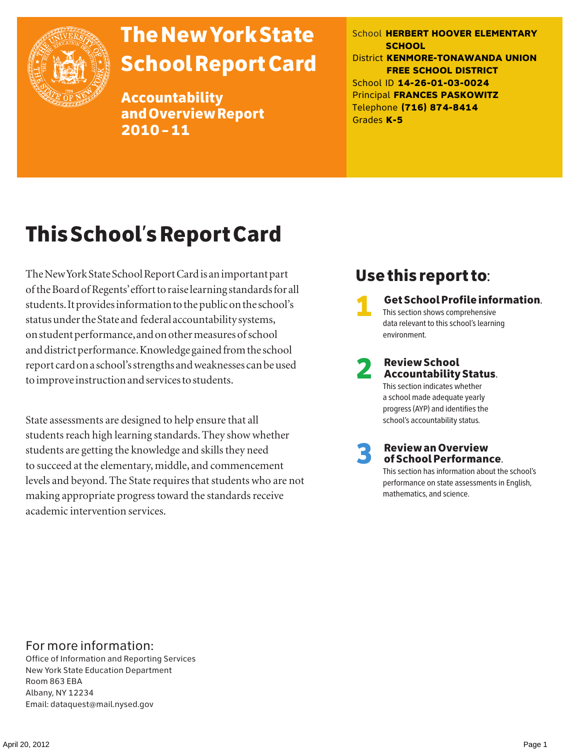# The New York State School Report Card

**Accountability and Overview Report 2010–11**

School **HERBERT HOOVER ELEMENTARY SCHOOL**
District **KENMORE-TONAWANDA UNION FREE SCHOOL DISTRICT**
School ID **14-26-01-03-0024**
Principal **FRANCES PASKOWITZ**
Telephone **(716) 874-8414**
Grades **K-5**

## This School's Report Card

The New York State School Report Card is an important part of the Board of Regents' effort to raise learning standards for all students. It provides information to the public on the school's status under the State and federal accountability systems, on student performance, and on other measures of school and district performance. Knowledge gained from the school report card on a school's strengths and weaknesses can be used to improve instruction and services to students.

State assessments are designed to help ensure that all students reach high learning standards. They show whether students are getting the knowledge and skills they need to succeed at the elementary, middle, and commencement levels and beyond. The State requires that students who are not making appropriate progress toward the standards receive academic intervention services.

## Use this report to:

1. **Get School Profile information.** This section shows comprehensive data relevant to this school's learning environment.
2. **Review School Accountability Status.** This section indicates whether a school made adequate yearly progress (AYP) and identifies the school's accountability status.
3. **Review an Overview of School Performance.** This section has information about the school's performance on state assessments in English, mathematics, and science.

For more information:
Office of Information and Reporting Services
New York State Education Department
Room 863 EBA
Albany, NY 12234
Email: dataquest@mail.nysed.gov

April 20, 2012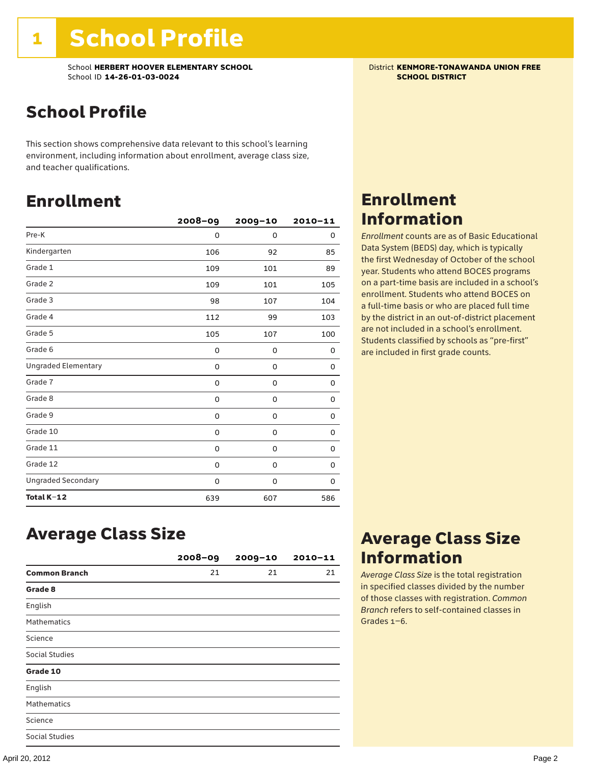# 1 School Profile

School **HERBERT HOOVER ELEMENTARY SCHOOL**
School ID **14-26-01-03-0024**

District **KENMORE-TONAWANDA UNION FREE SCHOOL DISTRICT**

## School Profile

This section shows comprehensive data relevant to this school's learning environment, including information about enrollment, average class size, and teacher qualifications.

## Enrollment

| | 2008–09 | 2009–10 | 2010–11 |
|---|---|---|---|
| Pre-K | 0 | 0 | 0 |
| Kindergarten | 106 | 92 | 85 |
| Grade 1 | 109 | 101 | 89 |
| Grade 2 | 109 | 101 | 105 |
| Grade 3 | 98 | 107 | 104 |
| Grade 4 | 112 | 99 | 103 |
| Grade 5 | 105 | 107 | 100 |
| Grade 6 | 0 | 0 | 0 |
| Ungraded Elementary | 0 | 0 | 0 |
| Grade 7 | 0 | 0 | 0 |
| Grade 8 | 0 | 0 | 0 |
| Grade 9 | 0 | 0 | 0 |
| Grade 10 | 0 | 0 | 0 |
| Grade 11 | 0 | 0 | 0 |
| Grade 12 | 0 | 0 | 0 |
| Ungraded Secondary | 0 | 0 | 0 |
| **Total K–12** | 639 | 607 | 586 |

## Enrollment Information

*Enrollment* counts are as of Basic Educational Data System (BEDS) day, which is typically the first Wednesday of October of the school year. Students who attend BOCES programs on a part-time basis are included in a school's enrollment. Students who attend BOCES on a full-time basis or who are placed full time by the district in an out-of-district placement are not included in a school's enrollment. Students classified by schools as "pre-first" are included in first grade counts.

## Average Class Size

| | 2008–09 | 2009–10 | 2010–11 |
|---|---|---|---|
| **Common Branch** | 21 | 21 | 21 |
| **Grade 8** | | | |
| English | | | |
| Mathematics | | | |
| Science | | | |
| Social Studies | | | |
| **Grade 10** | | | |
| English | | | |
| Mathematics | | | |
| Science | | | |
| Social Studies | | | |

## Average Class Size Information

*Average Class Size* is the total registration in specified classes divided by the number of those classes with registration. *Common Branch* refers to self-contained classes in Grades 1–6.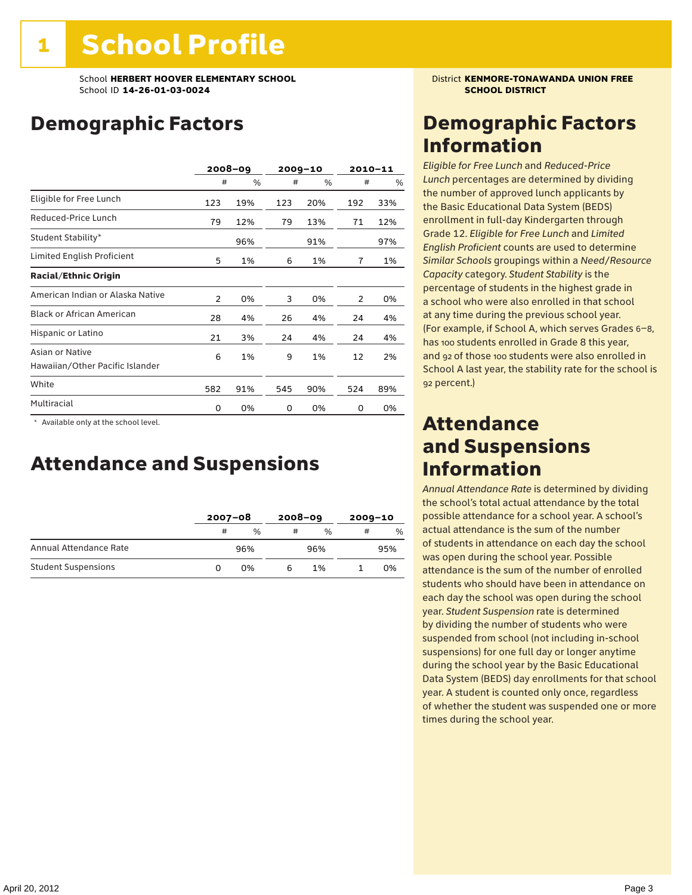# 1 School Profile

School **HERBERT HOOVER ELEMENTARY SCHOOL**
School ID **14-26-01-03-0024**

District **KENMORE-TONAWANDA UNION FREE SCHOOL DISTRICT**

## Demographic Factors

| | 2008–09 | | 2009–10 | | 2010–11 | |
|---|---|---|---|---|---|---|
| | # | % | # | % | # | % |
| Eligible for Free Lunch | 123 | 19% | 123 | 20% | 192 | 33% |
| Reduced-Price Lunch | 79 | 12% | 79 | 13% | 71 | 12% |
| Student Stability* | | 96% | | 91% | | 97% |
| Limited English Proficient | 5 | 1% | 6 | 1% | 7 | 1% |
| **Racial/Ethnic Origin** | | | | | | |
| American Indian or Alaska Native | 2 | 0% | 3 | 0% | 2 | 0% |
| Black or African American | 28 | 4% | 26 | 4% | 24 | 4% |
| Hispanic or Latino | 21 | 3% | 24 | 4% | 24 | 4% |
| Asian or Native Hawaiian/Other Pacific Islander | 6 | 1% | 9 | 1% | 12 | 2% |
| White | 582 | 91% | 545 | 90% | 524 | 89% |
| Multiracial | 0 | 0% | 0 | 0% | 0 | 0% |

\* Available only at the school level.

## Attendance and Suspensions

| | 2007–08 | | 2008–09 | | 2009–10 | |
|---|---|---|---|---|---|---|
| | # | % | # | % | # | % |
| Annual Attendance Rate | | 96% | | 96% | | 95% |
| Student Suspensions | 0 | 0% | 6 | 1% | 1 | 0% |

## Demographic Factors Information

*Eligible for Free Lunch* and *Reduced-Price Lunch* percentages are determined by dividing the number of approved lunch applicants by the Basic Educational Data System (BEDS) enrollment in full-day Kindergarten through Grade 12. *Eligible for Free Lunch* and *Limited English Proficient* counts are used to determine *Similar Schools* groupings within a *Need/Resource Capacity* category. *Student Stability* is the percentage of students in the highest grade in a school who were also enrolled in that school at any time during the previous school year. (For example, if School A, which serves Grades 6–8, has 100 students enrolled in Grade 8 this year, and 92 of those 100 students were also enrolled in School A last year, the stability rate for the school is 92 percent.)

## Attendance and Suspensions Information

*Annual Attendance Rate* is determined by dividing the school's total actual attendance by the total possible attendance for a school year. A school's actual attendance is the sum of the number of students in attendance on each day the school was open during the school year. Possible attendance is the sum of the number of enrolled students who should have been in attendance on each day the school was open during the school year. *Student Suspension* rate is determined by dividing the number of students who were suspended from school (not including in-school suspensions) for one full day or longer anytime during the school year by the Basic Educational Data System (BEDS) day enrollments for that school year. A student is counted only once, regardless of whether the student was suspended one or more times during the school year.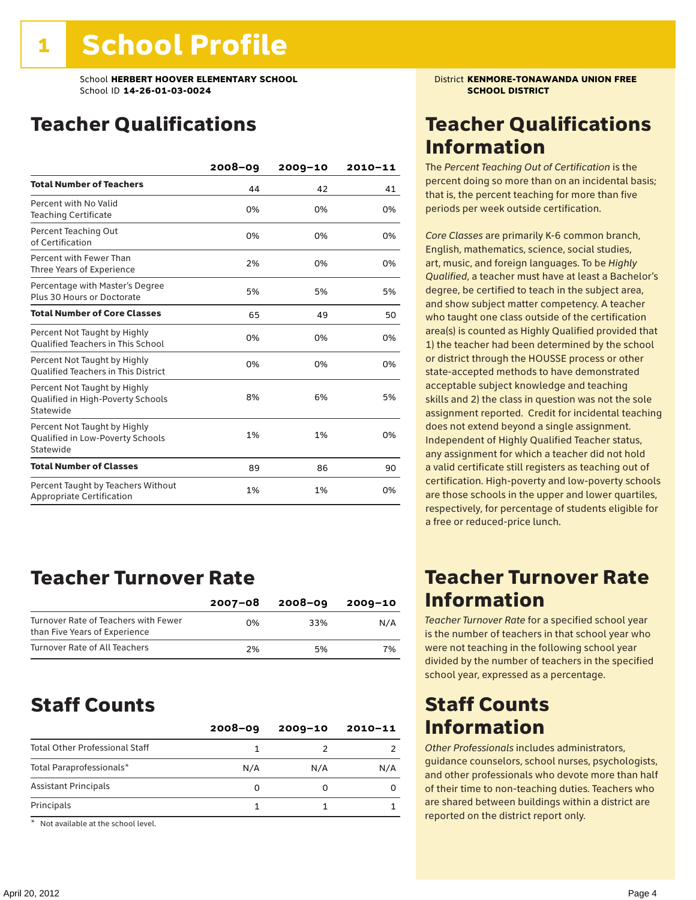# 1 School Profile

School **HERBERT HOOVER ELEMENTARY SCHOOL**
School ID **14-26-01-03-0024**

District **KENMORE-TONAWANDA UNION FREE SCHOOL DISTRICT**

## Teacher Qualifications

| | 2008–09 | 2009–10 | 2010–11 |
|---|---|---|---|
| **Total Number of Teachers** | 44 | 42 | 41 |
| Percent with No Valid Teaching Certificate | 0% | 0% | 0% |
| Percent Teaching Out of Certification | 0% | 0% | 0% |
| Percent with Fewer Than Three Years of Experience | 2% | 0% | 0% |
| Percentage with Master's Degree Plus 30 Hours or Doctorate | 5% | 5% | 5% |
| **Total Number of Core Classes** | 65 | 49 | 50 |
| Percent Not Taught by Highly Qualified Teachers in This School | 0% | 0% | 0% |
| Percent Not Taught by Highly Qualified Teachers in This District | 0% | 0% | 0% |
| Percent Not Taught by Highly Qualified in High-Poverty Schools Statewide | 8% | 6% | 5% |
| Percent Not Taught by Highly Qualified in Low-Poverty Schools Statewide | 1% | 1% | 0% |
| **Total Number of Classes** | 89 | 86 | 90 |
| Percent Taught by Teachers Without Appropriate Certification | 1% | 1% | 0% |

## Teacher Qualifications Information

The *Percent Teaching Out of Certification* is the percent doing so more than on an incidental basis; that is, the percent teaching for more than five periods per week outside certification.

*Core Classes* are primarily K-6 common branch, English, mathematics, science, social studies, art, music, and foreign languages. To be *Highly Qualified*, a teacher must have at least a Bachelor's degree, be certified to teach in the subject area, and show subject matter competency. A teacher who taught one class outside of the certification area(s) is counted as Highly Qualified provided that 1) the teacher had been determined by the school or district through the HOUSSE process or other state-accepted methods to have demonstrated acceptable subject knowledge and teaching skills and 2) the class in question was not the sole assignment reported. Credit for incidental teaching does not extend beyond a single assignment. Independent of Highly Qualified Teacher status, any assignment for which a teacher did not hold a valid certificate still registers as teaching out of certification. High-poverty and low-poverty schools are those schools in the upper and lower quartiles, respectively, for percentage of students eligible for a free or reduced-price lunch.

## Teacher Turnover Rate

| | 2007–08 | 2008–09 | 2009–10 |
|---|---|---|---|
| Turnover Rate of Teachers with Fewer than Five Years of Experience | 0% | 33% | N/A |
| Turnover Rate of All Teachers | 2% | 5% | 7% |

## Teacher Turnover Rate Information

*Teacher Turnover Rate* for a specified school year is the number of teachers in that school year who were not teaching in the following school year divided by the number of teachers in the specified school year, expressed as a percentage.

## Staff Counts

| | 2008–09 | 2009–10 | 2010–11 |
|---|---|---|---|
| Total Other Professional Staff | 1 | 2 | 2 |
| Total Paraprofessionals* | N/A | N/A | N/A |
| Assistant Principals | 0 | 0 | 0 |
| Principals | 1 | 1 | 1 |

\* Not available at the school level.

## Staff Counts Information

*Other Professionals* includes administrators, guidance counselors, school nurses, psychologists, and other professionals who devote more than half of their time to non-teaching duties. Teachers who are shared between buildings within a district are reported on the district report only.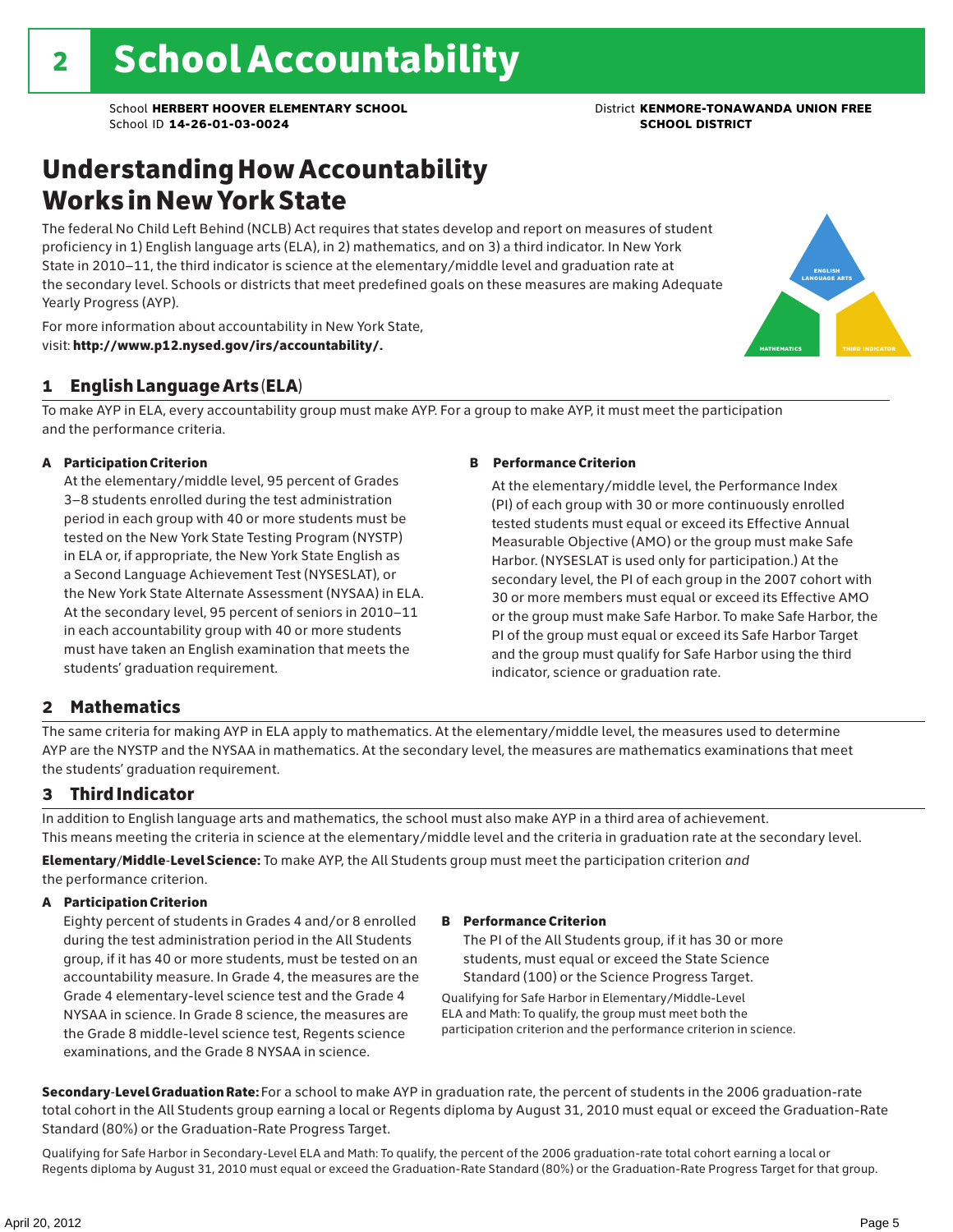# 2 School Accountability

School **HERBERT HOOVER ELEMENTARY SCHOOL**
School ID **14-26-01-03-0024**

District **KENMORE-TONAWANDA UNION FREE SCHOOL DISTRICT**

## Understanding How Accountability Works in New York State

The federal No Child Left Behind (NCLB) Act requires that states develop and report on measures of student proficiency in 1) English language arts (ELA), in 2) mathematics, and on 3) a third indicator. In New York State in 2010–11, the third indicator is science at the elementary/middle level and graduation rate at the secondary level. Schools or districts that meet predefined goals on these measures are making Adequate Yearly Progress (AYP).

For more information about accountability in New York State, visit: **http://www.p12.nysed.gov/irs/accountability/.**

ENGLISH LANGUAGE ARTS

MATHEMATICS

THIRD INDICATOR

### 1 English Language Arts (ELA)

To make AYP in ELA, every accountability group must make AYP. For a group to make AYP, it must meet the participation and the performance criteria.

**A Participation Criterion**

At the elementary/middle level, 95 percent of Grades 3–8 students enrolled during the test administration period in each group with 40 or more students must be tested on the New York State Testing Program (NYSTP) in ELA or, if appropriate, the New York State English as a Second Language Achievement Test (NYSESLAT), or the New York State Alternate Assessment (NYSAA) in ELA. At the secondary level, 95 percent of seniors in 2010–11 in each accountability group with 40 or more students must have taken an English examination that meets the students' graduation requirement.

**B Performance Criterion**

At the elementary/middle level, the Performance Index (PI) of each group with 30 or more continuously enrolled tested students must equal or exceed its Effective Annual Measurable Objective (AMO) or the group must make Safe Harbor. (NYSESLAT is used only for participation.) At the secondary level, the PI of each group in the 2007 cohort with 30 or more members must equal or exceed its Effective AMO or the group must make Safe Harbor. To make Safe Harbor, the PI of the group must equal or exceed its Safe Harbor Target and the group must qualify for Safe Harbor using the third indicator, science or graduation rate.

### 2 Mathematics

The same criteria for making AYP in ELA apply to mathematics. At the elementary/middle level, the measures used to determine AYP are the NYSTP and the NYSAA in mathematics. At the secondary level, the measures are mathematics examinations that meet the students' graduation requirement.

### 3 Third Indicator

In addition to English language arts and mathematics, the school must also make AYP in a third area of achievement. This means meeting the criteria in science at the elementary/middle level and the criteria in graduation rate at the secondary level.

**Elementary/Middle-Level Science:** To make AYP, the All Students group must meet the participation criterion *and* the performance criterion.

**A Participation Criterion**

Eighty percent of students in Grades 4 and/or 8 enrolled during the test administration period in the All Students group, if it has 40 or more students, must be tested on an accountability measure. In Grade 4, the measures are the Grade 4 elementary-level science test and the Grade 4 NYSAA in science. In Grade 8 science, the measures are the Grade 8 middle-level science test, Regents science examinations, and the Grade 8 NYSAA in science.

**B Performance Criterion**

The PI of the All Students group, if it has 30 or more students, must equal or exceed the State Science Standard (100) or the Science Progress Target.

Qualifying for Safe Harbor in Elementary/Middle-Level ELA and Math: To qualify, the group must meet both the participation criterion and the performance criterion in science.

**Secondary-Level Graduation Rate:** For a school to make AYP in graduation rate, the percent of students in the 2006 graduation-rate total cohort in the All Students group earning a local or Regents diploma by August 31, 2010 must equal or exceed the Graduation-Rate Standard (80%) or the Graduation-Rate Progress Target.

Qualifying for Safe Harbor in Secondary-Level ELA and Math: To qualify, the percent of the 2006 graduation-rate total cohort earning a local or Regents diploma by August 31, 2010 must equal or exceed the Graduation-Rate Standard (80%) or the Graduation-Rate Progress Target for that group.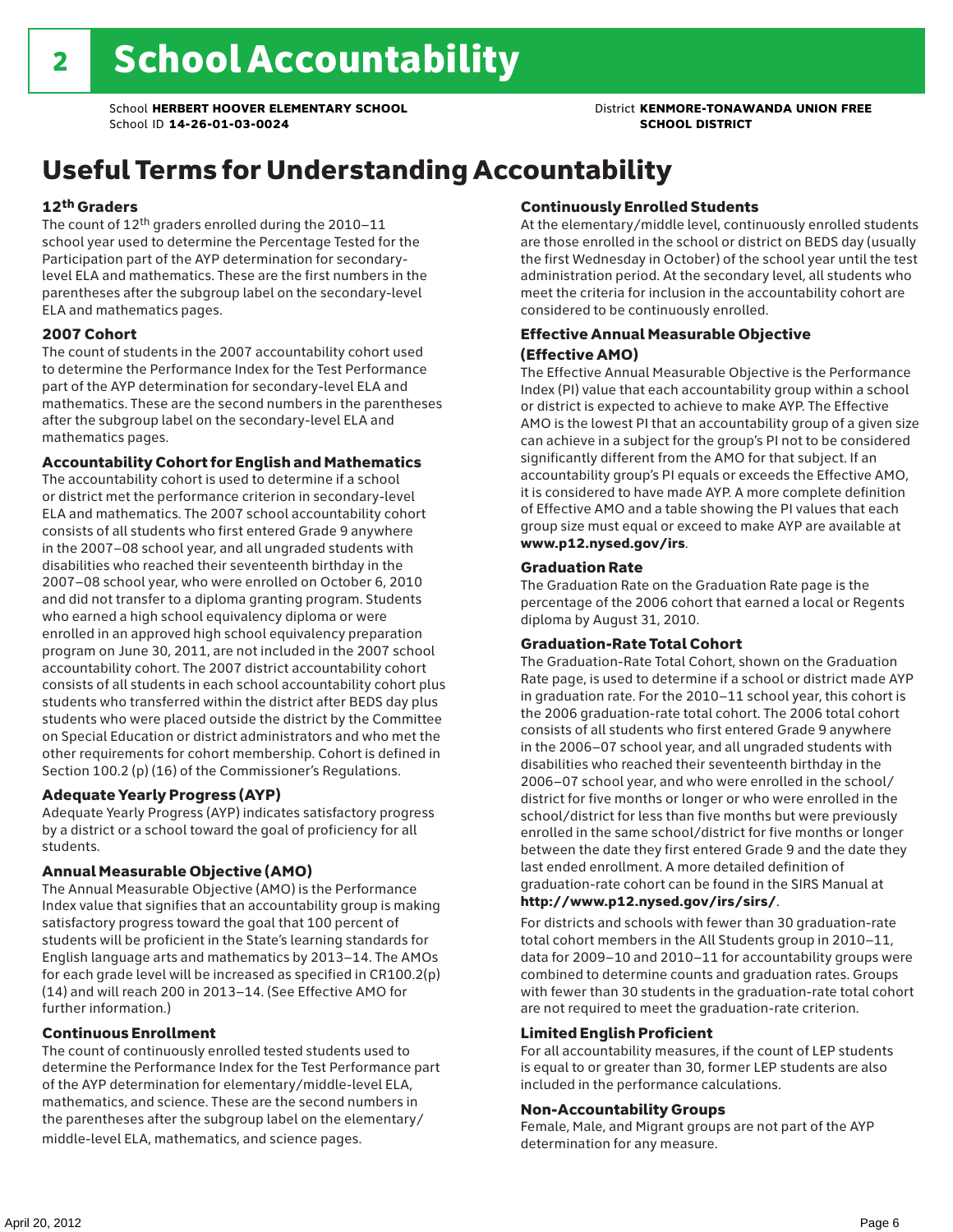# 2 School Accountability

School **HERBERT HOOVER ELEMENTARY SCHOOL**
School ID **14-26-01-03-0024**

District **KENMORE-TONAWANDA UNION FREE SCHOOL DISTRICT**

## Useful Terms for Understanding Accountability

### 12th Graders

The count of 12th graders enrolled during the 2010–11 school year used to determine the Percentage Tested for the Participation part of the AYP determination for secondary-level ELA and mathematics. These are the first numbers in the parentheses after the subgroup label on the secondary-level ELA and mathematics pages.

### 2007 Cohort

The count of students in the 2007 accountability cohort used to determine the Performance Index for the Test Performance part of the AYP determination for secondary-level ELA and mathematics. These are the second numbers in the parentheses after the subgroup label on the secondary-level ELA and mathematics pages.

### Accountability Cohort for English and Mathematics

The accountability cohort is used to determine if a school or district met the performance criterion in secondary-level ELA and mathematics. The 2007 school accountability cohort consists of all students who first entered Grade 9 anywhere in the 2007–08 school year, and all ungraded students with disabilities who reached their seventeenth birthday in the 2007–08 school year, who were enrolled on October 6, 2010 and did not transfer to a diploma granting program. Students who earned a high school equivalency diploma or were enrolled in an approved high school equivalency preparation program on June 30, 2011, are not included in the 2007 school accountability cohort. The 2007 district accountability cohort consists of all students in each school accountability cohort plus students who transferred within the district after BEDS day plus students who were placed outside the district by the Committee on Special Education or district administrators and who met the other requirements for cohort membership. Cohort is defined in Section 100.2 (p) (16) of the Commissioner's Regulations.

### Adequate Yearly Progress (AYP)

Adequate Yearly Progress (AYP) indicates satisfactory progress by a district or a school toward the goal of proficiency for all students.

### Annual Measurable Objective (AMO)

The Annual Measurable Objective (AMO) is the Performance Index value that signifies that an accountability group is making satisfactory progress toward the goal that 100 percent of students will be proficient in the State's learning standards for English language arts and mathematics by 2013–14. The AMOs for each grade level will be increased as specified in CR100.2(p)(14) and will reach 200 in 2013–14. (See Effective AMO for further information.)

### Continuous Enrollment

The count of continuously enrolled tested students used to determine the Performance Index for the Test Performance part of the AYP determination for elementary/middle-level ELA, mathematics, and science. These are the second numbers in the parentheses after the subgroup label on the elementary/middle-level ELA, mathematics, and science pages.

### Continuously Enrolled Students

At the elementary/middle level, continuously enrolled students are those enrolled in the school or district on BEDS day (usually the first Wednesday in October) of the school year until the test administration period. At the secondary level, all students who meet the criteria for inclusion in the accountability cohort are considered to be continuously enrolled.

### Effective Annual Measurable Objective (Effective AMO)

The Effective Annual Measurable Objective is the Performance Index (PI) value that each accountability group within a school or district is expected to achieve to make AYP. The Effective AMO is the lowest PI that an accountability group of a given size can achieve in a subject for the group's PI not to be considered significantly different from the AMO for that subject. If an accountability group's PI equals or exceeds the Effective AMO, it is considered to have made AYP. A more complete definition of Effective AMO and a table showing the PI values that each group size must equal or exceed to make AYP are available at **www.p12.nysed.gov/irs**.

### Graduation Rate

The Graduation Rate on the Graduation Rate page is the percentage of the 2006 cohort that earned a local or Regents diploma by August 31, 2010.

### Graduation-Rate Total Cohort

The Graduation-Rate Total Cohort, shown on the Graduation Rate page, is used to determine if a school or district made AYP in graduation rate. For the 2010–11 school year, this cohort is the 2006 graduation-rate total cohort. The 2006 total cohort consists of all students who first entered Grade 9 anywhere in the 2006–07 school year, and all ungraded students with disabilities who reached their seventeenth birthday in the 2006–07 school year, and who were enrolled in the school/district for five months or longer or who were enrolled in the school/district for less than five months but were previously enrolled in the same school/district for five months or longer between the date they first entered Grade 9 and the date they last ended enrollment. A more detailed definition of graduation-rate cohort can be found in the SIRS Manual at **http://www.p12.nysed.gov/irs/sirs/**.

For districts and schools with fewer than 30 graduation-rate total cohort members in the All Students group in 2010–11, data for 2009–10 and 2010–11 for accountability groups were combined to determine counts and graduation rates. Groups with fewer than 30 students in the graduation-rate total cohort are not required to meet the graduation-rate criterion.

### Limited English Proficient

For all accountability measures, if the count of LEP students is equal to or greater than 30, former LEP students are also included in the performance calculations.

### Non-Accountability Groups

Female, Male, and Migrant groups are not part of the AYP determination for any measure.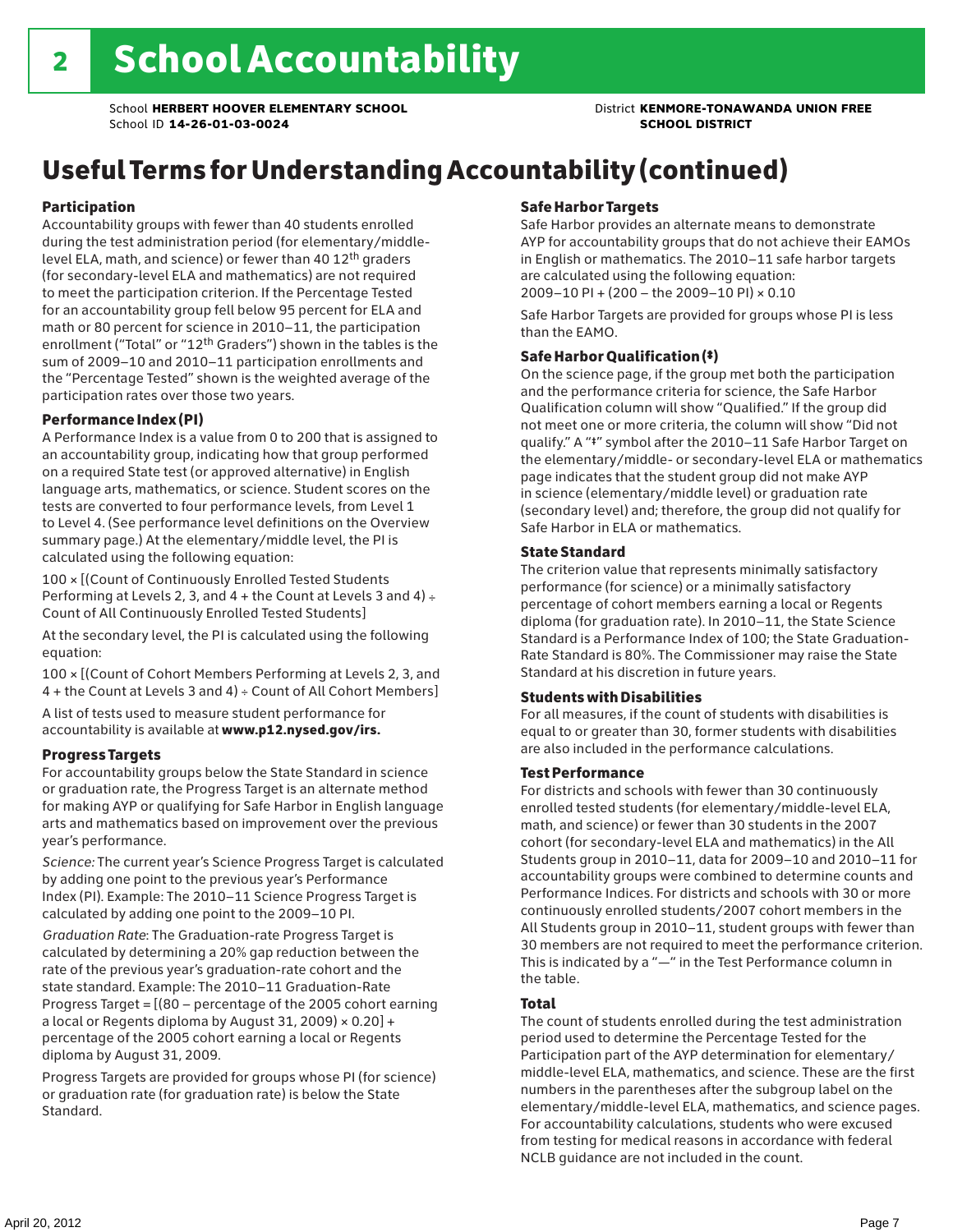# 2 School Accountability

School **HERBERT HOOVER ELEMENTARY SCHOOL**
School ID **14-26-01-03-0024**

District **KENMORE-TONAWANDA UNION FREE SCHOOL DISTRICT**

## Useful Terms for Understanding Accountability (continued)

### Participation

Accountability groups with fewer than 40 students enrolled during the test administration period (for elementary/middle-level ELA, math, and science) or fewer than 40 12th graders (for secondary-level ELA and mathematics) are not required to meet the participation criterion. If the Percentage Tested for an accountability group fell below 95 percent for ELA and math or 80 percent for science in 2010–11, the participation enrollment ("Total" or "12th Graders") shown in the tables is the sum of 2009–10 and 2010–11 participation enrollments and the "Percentage Tested" shown is the weighted average of the participation rates over those two years.

### Performance Index (PI)

A Performance Index is a value from 0 to 200 that is assigned to an accountability group, indicating how that group performed on a required State test (or approved alternative) in English language arts, mathematics, or science. Student scores on the tests are converted to four performance levels, from Level 1 to Level 4. (See performance level definitions on the Overview summary page.) At the elementary/middle level, the PI is calculated using the following equation:

100 × [(Count of Continuously Enrolled Tested Students Performing at Levels 2, 3, and 4 + the Count at Levels 3 and 4) ÷ Count of All Continuously Enrolled Tested Students]

At the secondary level, the PI is calculated using the following equation:

100 × [(Count of Cohort Members Performing at Levels 2, 3, and 4 + the Count at Levels 3 and 4) ÷ Count of All Cohort Members]

A list of tests used to measure student performance for accountability is available at **www.p12.nysed.gov/irs.**

### Progress Targets

For accountability groups below the State Standard in science or graduation rate, the Progress Target is an alternate method for making AYP or qualifying for Safe Harbor in English language arts and mathematics based on improvement over the previous year's performance.

*Science:* The current year's Science Progress Target is calculated by adding one point to the previous year's Performance Index (PI). Example: The 2010–11 Science Progress Target is calculated by adding one point to the 2009–10 PI.

*Graduation Rate*: The Graduation-rate Progress Target is calculated by determining a 20% gap reduction between the rate of the previous year's graduation-rate cohort and the state standard. Example: The 2010–11 Graduation-Rate Progress Target = [(80 – percentage of the 2005 cohort earning a local or Regents diploma by August 31, 2009) × 0.20] + percentage of the 2005 cohort earning a local or Regents diploma by August 31, 2009.

Progress Targets are provided for groups whose PI (for science) or graduation rate (for graduation rate) is below the State Standard.

### Safe Harbor Targets

Safe Harbor provides an alternate means to demonstrate AYP for accountability groups that do not achieve their EAMOs in English or mathematics. The 2010–11 safe harbor targets are calculated using the following equation:
2009–10 PI + (200 – the 2009–10 PI) × 0.10

Safe Harbor Targets are provided for groups whose PI is less than the EAMO.

### Safe Harbor Qualification (‡)

On the science page, if the group met both the participation and the performance criteria for science, the Safe Harbor Qualification column will show "Qualified." If the group did not meet one or more criteria, the column will show "Did not qualify." A "‡" symbol after the 2010–11 Safe Harbor Target on the elementary/middle- or secondary-level ELA or mathematics page indicates that the student group did not make AYP in science (elementary/middle level) or graduation rate (secondary level) and; therefore, the group did not qualify for Safe Harbor in ELA or mathematics.

### State Standard

The criterion value that represents minimally satisfactory performance (for science) or a minimally satisfactory percentage of cohort members earning a local or Regents diploma (for graduation rate). In 2010–11, the State Science Standard is a Performance Index of 100; the State Graduation-Rate Standard is 80%. The Commissioner may raise the State Standard at his discretion in future years.

### Students with Disabilities

For all measures, if the count of students with disabilities is equal to or greater than 30, former students with disabilities are also included in the performance calculations.

### Test Performance

For districts and schools with fewer than 30 continuously enrolled tested students (for elementary/middle-level ELA, math, and science) or fewer than 30 students in the 2007 cohort (for secondary-level ELA and mathematics) in the All Students group in 2010–11, data for 2009–10 and 2010–11 for accountability groups were combined to determine counts and Performance Indices. For districts and schools with 30 or more continuously enrolled students/2007 cohort members in the All Students group in 2010–11, student groups with fewer than 30 members are not required to meet the performance criterion. This is indicated by a "—" in the Test Performance column in the table.

### Total

The count of students enrolled during the test administration period used to determine the Percentage Tested for the Participation part of the AYP determination for elementary/middle-level ELA, mathematics, and science. These are the first numbers in the parentheses after the subgroup label on the elementary/middle-level ELA, mathematics, and science pages. For accountability calculations, students who were excused from testing for medical reasons in accordance with federal NCLB guidance are not included in the count.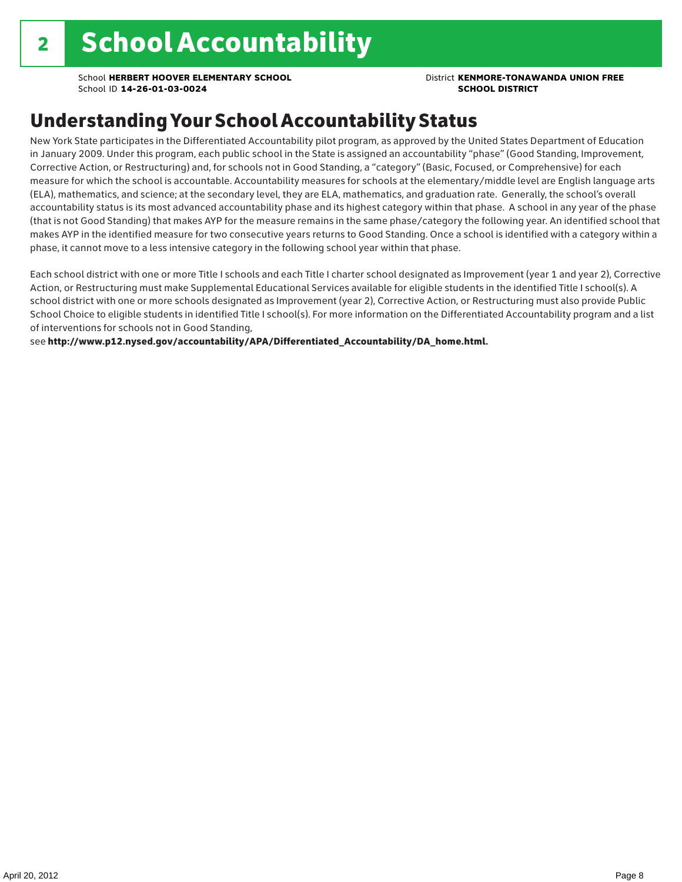# 2 School Accountability

School **HERBERT HOOVER ELEMENTARY SCHOOL**
School ID **14-26-01-03-0024**

District **KENMORE-TONAWANDA UNION FREE SCHOOL DISTRICT**

## Understanding Your School Accountability Status

New York State participates in the Differentiated Accountability pilot program, as approved by the United States Department of Education in January 2009. Under this program, each public school in the State is assigned an accountability "phase" (Good Standing, Improvement, Corrective Action, or Restructuring) and, for schools not in Good Standing, a "category" (Basic, Focused, or Comprehensive) for each measure for which the school is accountable. Accountability measures for schools at the elementary/middle level are English language arts (ELA), mathematics, and science; at the secondary level, they are ELA, mathematics, and graduation rate. Generally, the school's overall accountability status is its most advanced accountability phase and its highest category within that phase. A school in any year of the phase (that is not Good Standing) that makes AYP for the measure remains in the same phase/category the following year. An identified school that makes AYP in the identified measure for two consecutive years returns to Good Standing. Once a school is identified with a category within a phase, it cannot move to a less intensive category in the following school year within that phase.

Each school district with one or more Title I schools and each Title I charter school designated as Improvement (year 1 and year 2), Corrective Action, or Restructuring must make Supplemental Educational Services available for eligible students in the identified Title I school(s). A school district with one or more schools designated as Improvement (year 2), Corrective Action, or Restructuring must also provide Public School Choice to eligible students in identified Title I school(s). For more information on the Differentiated Accountability program and a list of interventions for schools not in Good Standing,
see **http://www.p12.nysed.gov/accountability/APA/Differentiated_Accountability/DA_home.html.**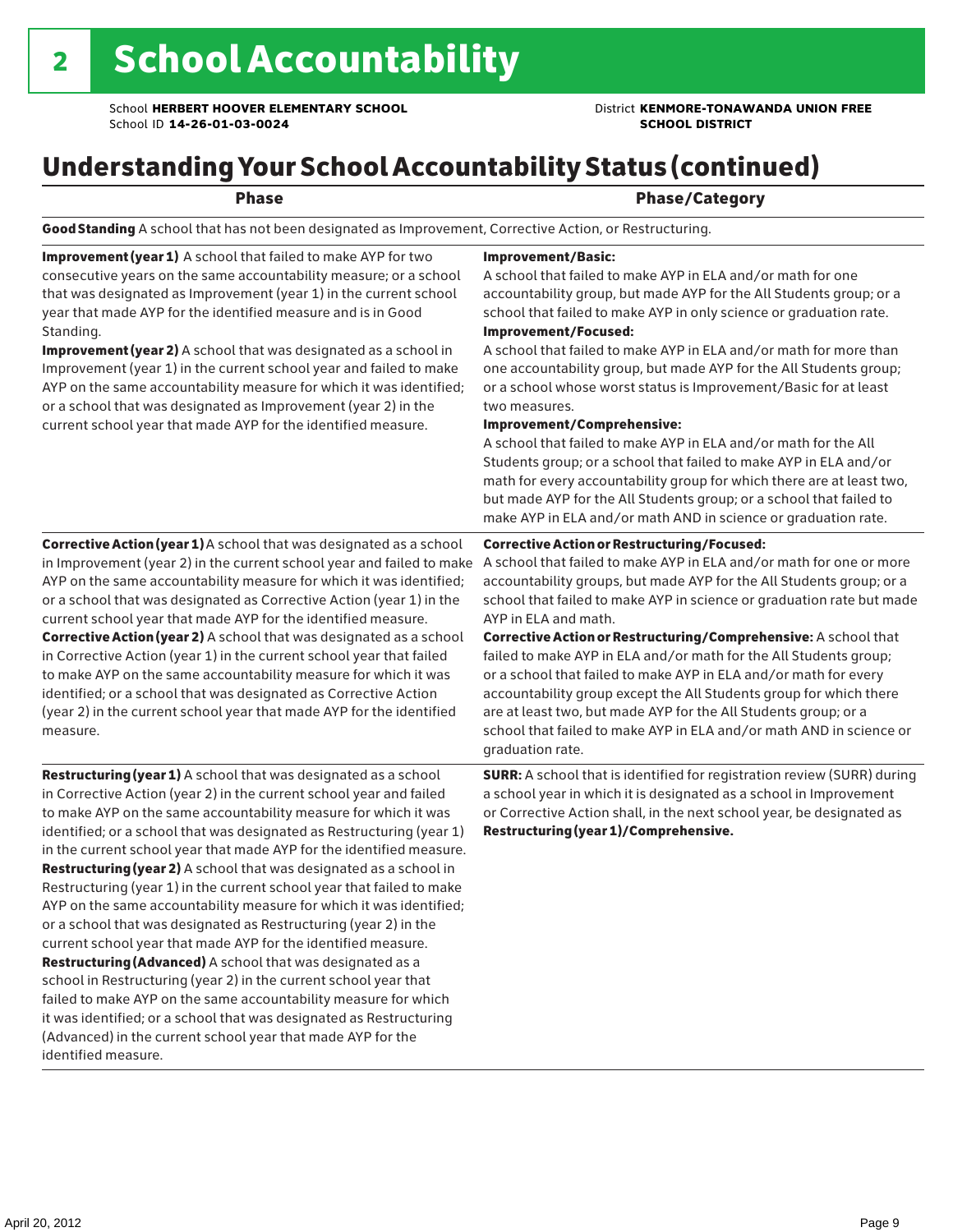# 2 School Accountability

School **HERBERT HOOVER ELEMENTARY SCHOOL**
School ID **14-26-01-03-0024**

District **KENMORE-TONAWANDA UNION FREE SCHOOL DISTRICT**

## Understanding Your School Accountability Status (continued)

| Phase | Phase/Category |
|---|---|
| **Good Standing** A school that has not been designated as Improvement, Corrective Action, or Restructuring. | |
| **Improvement (year 1)** A school that failed to make AYP for two consecutive years on the same accountability measure; or a school that was designated as Improvement (year 1) in the current school year that made AYP for the identified measure and is in Good Standing.<br>**Improvement (year 2)** A school that was designated as a school in Improvement (year 1) in the current school year and failed to make AYP on the same accountability measure for which it was identified; or a school that was designated as Improvement (year 2) in the current school year that made AYP for the identified measure. | **Improvement/Basic:**<br>A school that failed to make AYP in ELA and/or math for one accountability group, but made AYP for the All Students group; or a school that failed to make AYP in only science or graduation rate.<br>**Improvement/Focused:**<br>A school that failed to make AYP in ELA and/or math for more than one accountability group, but made AYP for the All Students group; or a school whose worst status is Improvement/Basic for at least two measures.<br>**Improvement/Comprehensive:**<br>A school that failed to make AYP in ELA and/or math for the All Students group; or a school that failed to make AYP in ELA and/or math for every accountability group for which there are at least two, but made AYP for the All Students group; or a school that failed to make AYP in ELA and/or math AND in science or graduation rate. |
| **Corrective Action (year 1)** A school that was designated as a school in Improvement (year 2) in the current school year and failed to make AYP on the same accountability measure for which it was identified; or a school that was designated as Corrective Action (year 1) in the current school year that made AYP for the identified measure.<br>**Corrective Action (year 2)** A school that was designated as a school in Corrective Action (year 1) in the current school year that failed to make AYP on the same accountability measure for which it was identified; or a school that was designated as Corrective Action (year 2) in the current school year that made AYP for the identified measure. | **Corrective Action or Restructuring/Focused:**<br>A school that failed to make AYP in ELA and/or math for one or more accountability groups, but made AYP for the All Students group; or a school that failed to make AYP in science or graduation rate but made AYP in ELA and math.<br>**Corrective Action or Restructuring/Comprehensive:** A school that failed to make AYP in ELA and/or math for the All Students group; or a school that failed to make AYP in ELA and/or math for every accountability group except the All Students group for which there are at least two, but made AYP for the All Students group; or a school that failed to make AYP in ELA and/or math AND in science or graduation rate. |
| **Restructuring (year 1)** A school that was designated as a school in Corrective Action (year 2) in the current school year and failed to make AYP on the same accountability measure for which it was identified; or a school that was designated as Restructuring (year 1) in the current school year that made AYP for the identified measure.<br>**Restructuring (year 2)** A school that was designated as a school in Restructuring (year 1) in the current school year that failed to make AYP on the same accountability measure for which it was identified; or a school that was designated as Restructuring (year 2) in the current school year that made AYP for the identified measure.<br>**Restructuring (Advanced)** A school that was designated as a school in Restructuring (year 2) in the current school year that failed to make AYP on the same accountability measure for which it was identified; or a school that was designated as Restructuring (Advanced) in the current school year that made AYP for the identified measure. | **SURR:** A school that is identified for registration review (SURR) during a school year in which it is designated as a school in Improvement or Corrective Action shall, in the next school year, be designated as **Restructuring (year 1)/Comprehensive.** |

April 20, 2012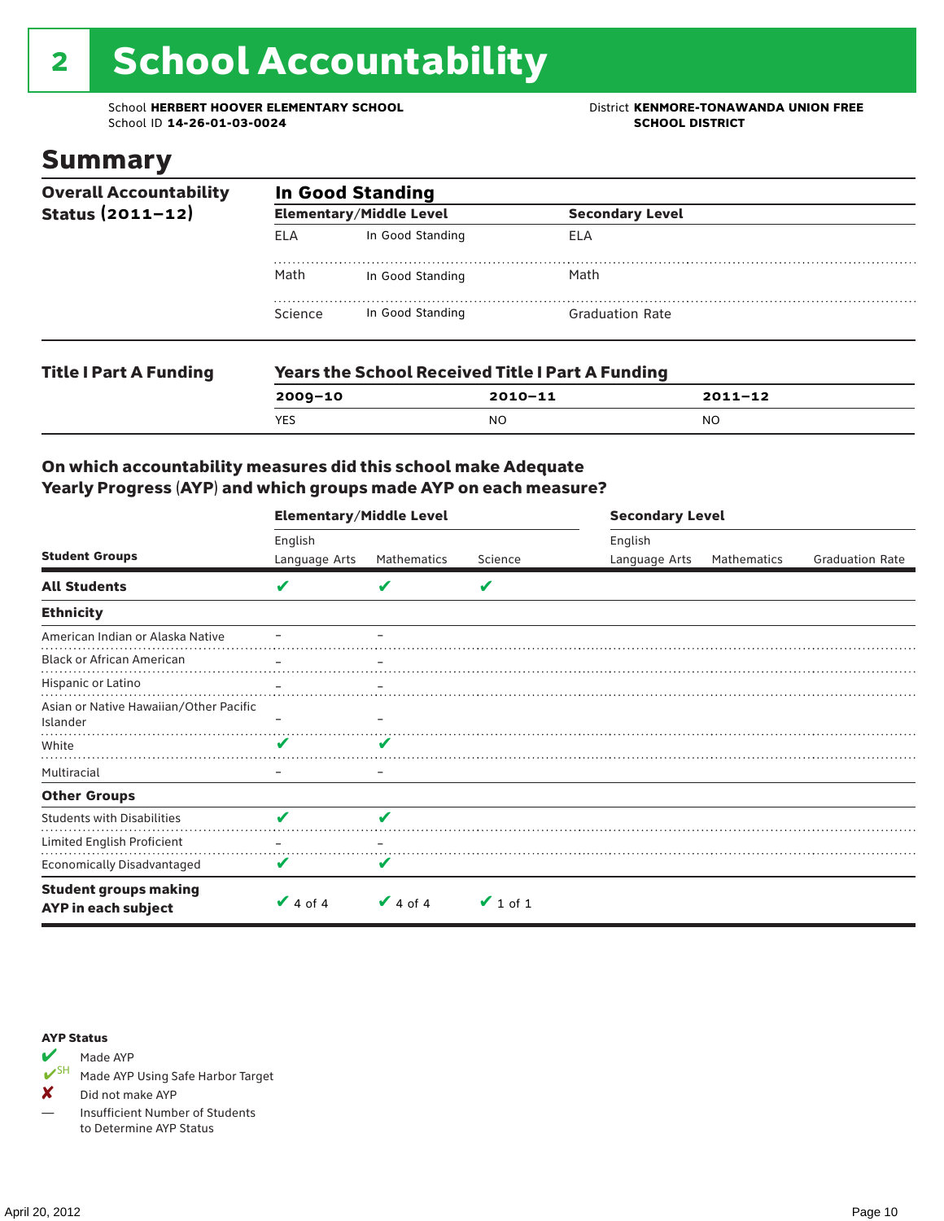# 2 School Accountability

School **HERBERT HOOVER ELEMENTARY SCHOOL**
School ID **14-26-01-03-0024**

District **KENMORE-TONAWANDA UNION FREE SCHOOL DISTRICT**

## Summary

**Overall Accountability Status (2011–12)**

**In Good Standing**

| Elementary/Middle Level | | Secondary Level | |
|---|---|---|---|
| ELA | In Good Standing | ELA | |
| Math | In Good Standing | Math | |
| Science | In Good Standing | Graduation Rate | |

**Title I Part A Funding**

**Years the School Received Title I Part A Funding**

| 2009–10 | 2010–11 | 2011–12 |
|---|---|---|
| YES | NO | NO |

### On which accountability measures did this school make Adequate Yearly Progress (AYP) and which groups made AYP on each measure?

| Student Groups | Elementary/Middle Level: English Language Arts | Elementary/Middle Level: Mathematics | Elementary/Middle Level: Science | Secondary Level: English Language Arts | Secondary Level: Mathematics | Secondary Level: Graduation Rate |
|---|---|---|---|---|---|---|
| **All Students** | ✔ | ✔ | ✔ | | | |
| **Ethnicity** | | | | | | |
| American Indian or Alaska Native | – | – | | | | |
| Black or African American | – | – | | | | |
| Hispanic or Latino | – | – | | | | |
| Asian or Native Hawaiian/Other Pacific Islander | – | – | | | | |
| White | ✔ | ✔ | | | | |
| Multiracial | – | – | | | | |
| **Other Groups** | | | | | | |
| Students with Disabilities | ✔ | ✔ | | | | |
| Limited English Proficient | – | – | | | | |
| Economically Disadvantaged | ✔ | ✔ | | | | |
| **Student groups making AYP in each subject** | ✔ 4 of 4 | ✔ 4 of 4 | ✔ 1 of 1 | | | |

**AYP Status**

- ✔ Made AYP
- ✔SH Made AYP Using Safe Harbor Target
- ✘ Did not make AYP
- — Insufficient Number of Students to Determine AYP Status

April 20, 2012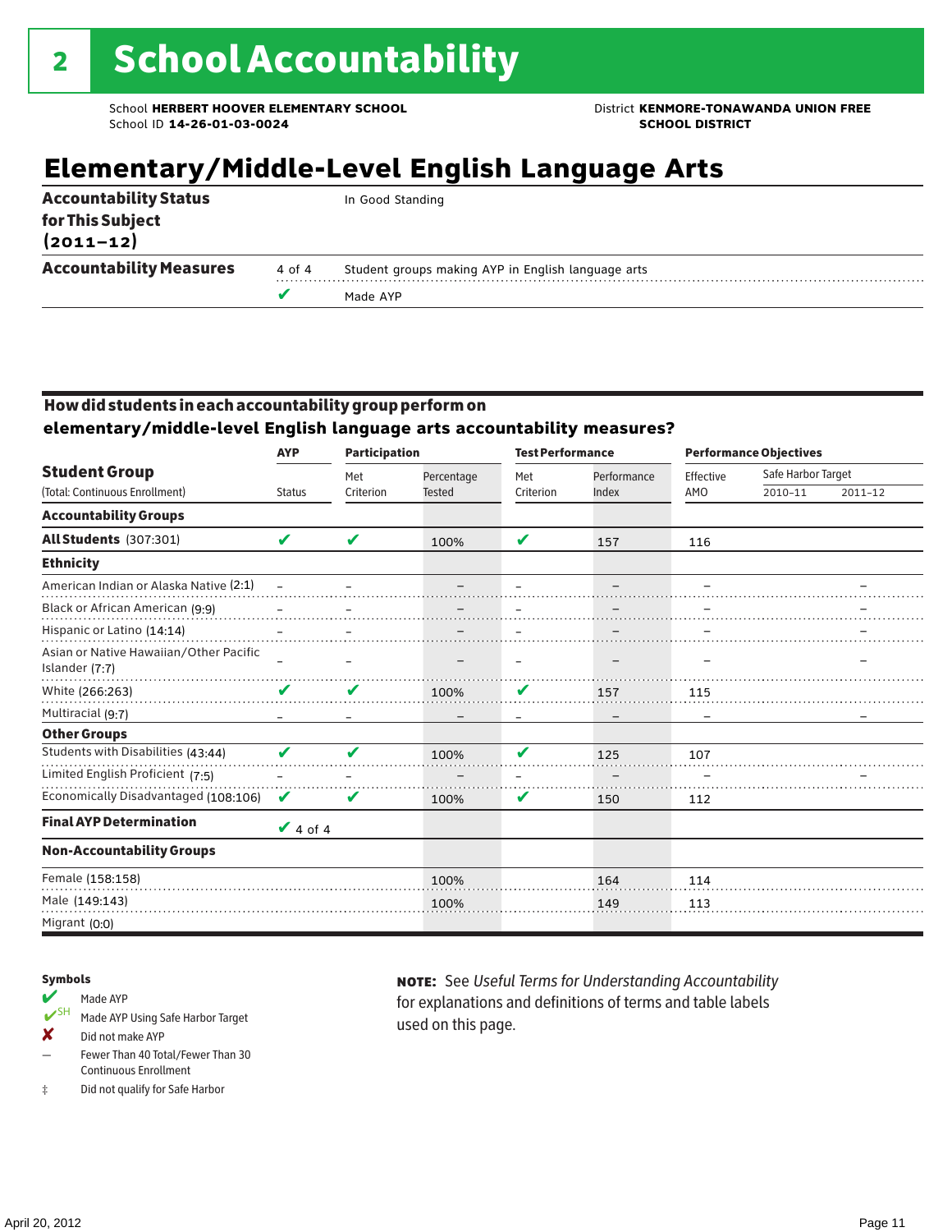# 2 School Accountability

School **HERBERT HOOVER ELEMENTARY SCHOOL**
School ID **14-26-01-03-0024**

District **KENMORE-TONAWANDA UNION FREE SCHOOL DISTRICT**

## Elementary/Middle-Level English Language Arts

| | | |
|---|---|---|
| **Accountability Status for This Subject (2011–12)** | | In Good Standing |
| **Accountability Measures** | 4 of 4 | Student groups making AYP in English language arts |
| | ✔ | Made AYP |

### How did students in each accountability group perform on elementary/middle-level English language arts accountability measures?

| Student Group (Total: Continuous Enrollment) | AYP Status | Participation: Met Criterion | Participation: Percentage Tested | Test Performance: Met Criterion | Test Performance: Performance Index | Performance Objectives: Effective AMO | Safe Harbor Target 2010–11 | Safe Harbor Target 2011–12 |
|---|---|---|---|---|---|---|---|---|
| **Accountability Groups** | | | | | | | | |
| **All Students** (307:301) | ✔ | ✔ | 100% | ✔ | 157 | 116 | | |
| **Ethnicity** | | | | | | | | |
| American Indian or Alaska Native (2:1) | – | – | – | – | – | – | | – |
| Black or African American (9:9) | – | – | – | – | – | – | | – |
| Hispanic or Latino (14:14) | – | – | – | – | – | – | | – |
| Asian or Native Hawaiian/Other Pacific Islander (7:7) | – | – | – | – | – | – | | – |
| White (266:263) | ✔ | ✔ | 100% | ✔ | 157 | 115 | | |
| Multiracial (9:7) | – | – | – | – | – | – | | – |
| **Other Groups** | | | | | | | | |
| Students with Disabilities (43:44) | ✔ | ✔ | 100% | ✔ | 125 | 107 | | |
| Limited English Proficient (7:5) | – | – | – | – | – | – | | – |
| Economically Disadvantaged (108:106) | ✔ | ✔ | 100% | ✔ | 150 | 112 | | |
| **Final AYP Determination** | ✔ 4 of 4 | | | | | | | |
| **Non-Accountability Groups** | | | | | | | | |
| Female (158:158) | | | 100% | | 164 | 114 | | |
| Male (149:143) | | | 100% | | 149 | 113 | | |
| Migrant (0:0) | | | | | | | | |

**Symbols**

- ✔ Made AYP
- ✔SH Made AYP Using Safe Harbor Target
- ✘ Did not make AYP
- – Fewer Than 40 Total/Fewer Than 30 Continuous Enrollment
- ‡ Did not qualify for Safe Harbor

**NOTE:** See *Useful Terms for Understanding Accountability* for explanations and definitions of terms and table labels used on this page.

April 20, 2012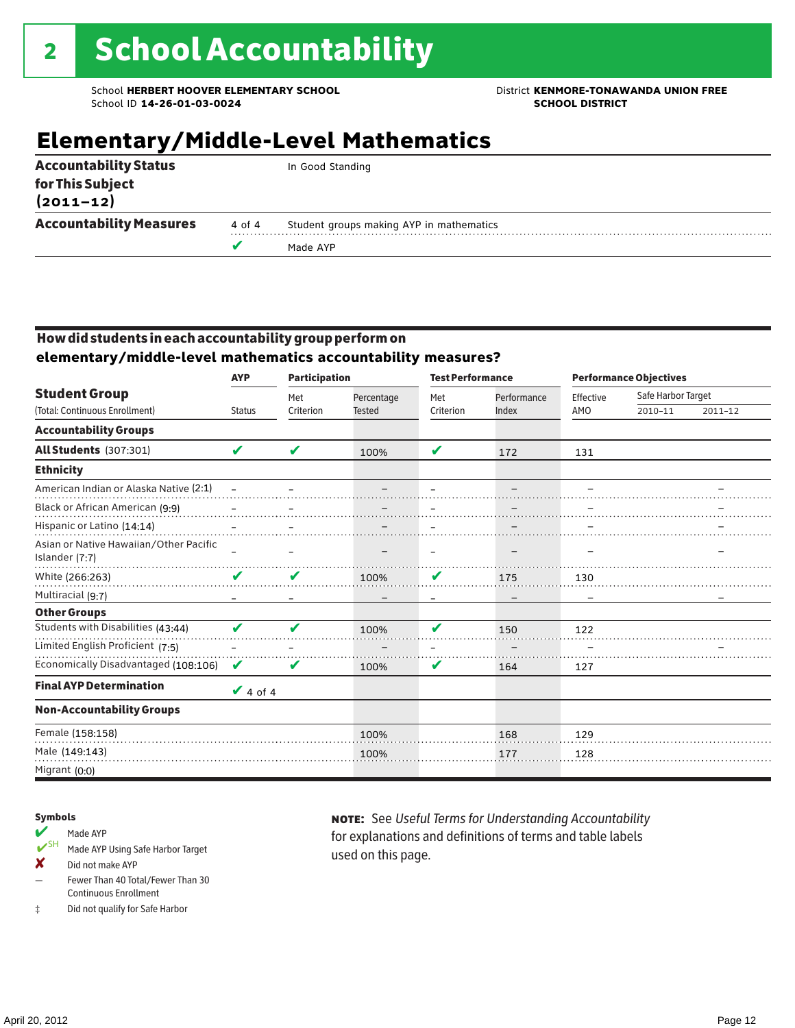# 2 School Accountability

School **HERBERT HOOVER ELEMENTARY SCHOOL**
School ID **14-26-01-03-0024**

District **KENMORE-TONAWANDA UNION FREE SCHOOL DISTRICT**

## Elementary/Middle-Level Mathematics

| | | |
|---|---|---|
| **Accountability Status for This Subject (2011–12)** | | In Good Standing |
| **Accountability Measures** | 4 of 4 | Student groups making AYP in mathematics |
| | ✔ | Made AYP |

### How did students in each accountability group perform on elementary/middle-level mathematics accountability measures?

| Student Group (Total: Continuous Enrollment) | AYP Status | Participation Met Criterion | Participation Percentage Tested | Test Performance Met Criterion | Test Performance Performance Index | Effective AMO | Safe Harbor Target 2010–11 | Safe Harbor Target 2011–12 |
|---|---|---|---|---|---|---|---|---|
| **Accountability Groups** | | | | | | | | |
| **All Students** (307:301) | ✔ | ✔ | 100% | ✔ | 172 | 131 | | |
| **Ethnicity** | | | | | | | | |
| American Indian or Alaska Native (2:1) | – | – | – | – | – | – | | – |
| Black or African American (9:9) | – | – | – | – | – | – | | – |
| Hispanic or Latino (14:14) | – | – | – | – | – | – | | – |
| Asian or Native Hawaiian/Other Pacific Islander (7:7) | – | – | – | – | – | – | | – |
| White (266:263) | ✔ | ✔ | 100% | ✔ | 175 | 130 | | |
| Multiracial (9:7) | – | – | – | – | – | – | | – |
| **Other Groups** | | | | | | | | |
| Students with Disabilities (43:44) | ✔ | ✔ | 100% | ✔ | 150 | 122 | | |
| Limited English Proficient (7:5) | – | – | – | – | – | – | | – |
| Economically Disadvantaged (108:106) | ✔ | ✔ | 100% | ✔ | 164 | 127 | | |
| **Final AYP Determination** | ✔ 4 of 4 | | | | | | | |
| **Non-Accountability Groups** | | | | | | | | |
| Female (158:158) | | | 100% | | 168 | 129 | | |
| Male (149:143) | | | 100% | | 177 | 128 | | |
| Migrant (0:0) | | | | | | | | |

**Symbols**

- ✔ Made AYP
- ✔SH Made AYP Using Safe Harbor Target
- ✘ Did not make AYP
- – Fewer Than 40 Total/Fewer Than 30 Continuous Enrollment
- ‡ Did not qualify for Safe Harbor

**NOTE:** See *Useful Terms for Understanding Accountability* for explanations and definitions of terms and table labels used on this page.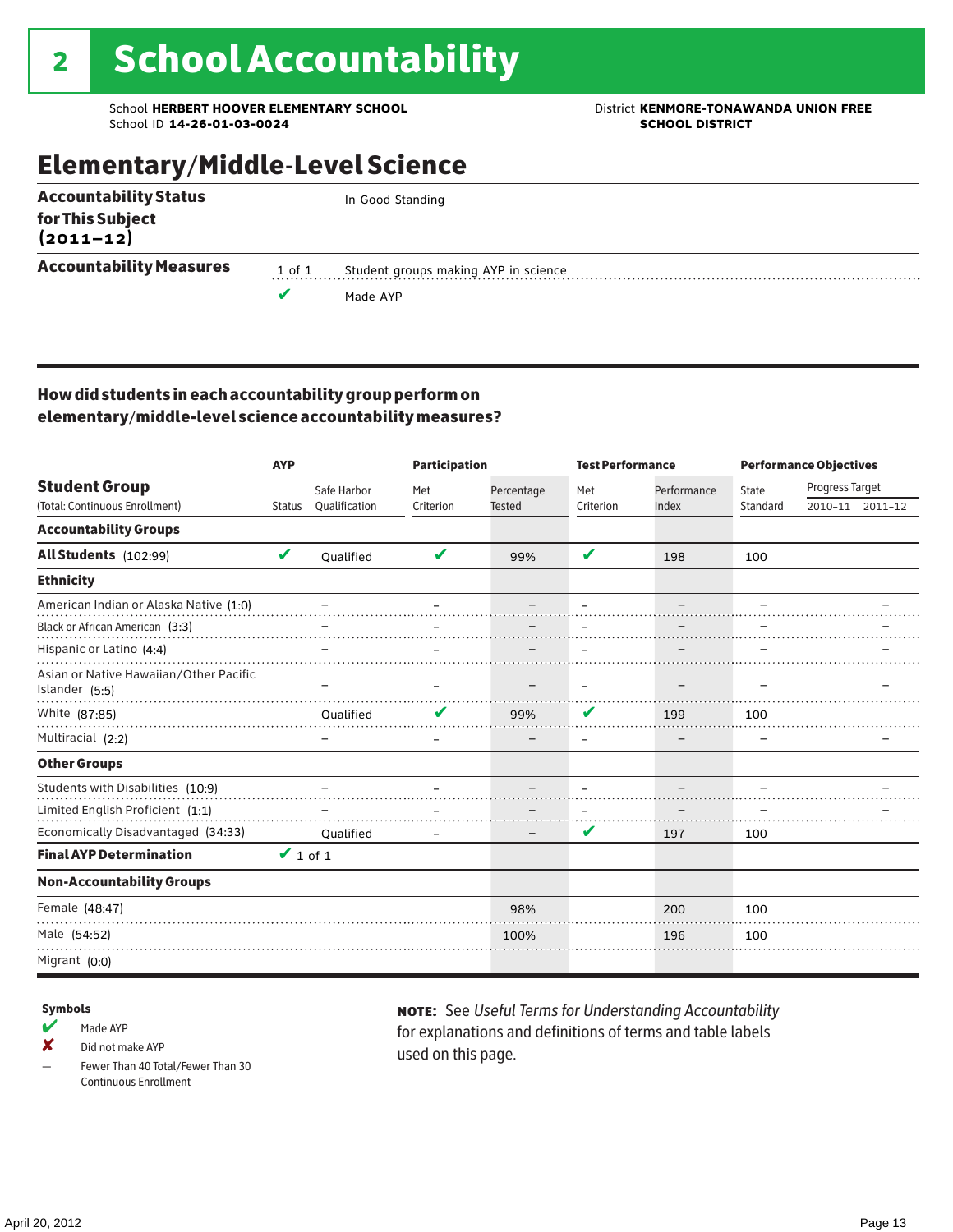# 2 School Accountability

School **HERBERT HOOVER ELEMENTARY SCHOOL**
School ID **14-26-01-03-0024**

District **KENMORE-TONAWANDA UNION FREE SCHOOL DISTRICT**

## Elementary/Middle-Level Science

| | | |
|---|---|---|
| **Accountability Status for This Subject (2011–12)** | | In Good Standing |
| **Accountability Measures** | 1 of 1 | Student groups making AYP in science |
| | ✔ | Made AYP |

### How did students in each accountability group perform on elementary/middle-level science accountability measures?

| Student Group (Total: Continuous Enrollment) | AYP Status | AYP Safe Harbor Qualification | Participation Met Criterion | Participation Percentage Tested | Test Performance Met Criterion | Test Performance Performance Index | Performance Objectives State Standard | Progress Target 2010–11 | Progress Target 2011–12 |
|---|---|---|---|---|---|---|---|---|---|
| **Accountability Groups** | | | | | | | | | |
| **All Students** (102:99) | ✔ | Qualified | ✔ | 99% | ✔ | 198 | 100 | | |
| **Ethnicity** | | | | | | | | | |
| American Indian or Alaska Native (1:0) | | – | – | – | – | – | – | | – |
| Black or African American (3:3) | | – | – | – | – | – | – | | – |
| Hispanic or Latino (4:4) | | – | – | – | – | – | – | | – |
| Asian or Native Hawaiian/Other Pacific Islander (5:5) | | – | – | – | – | – | – | | – |
| White (87:85) | | Qualified | ✔ | 99% | ✔ | 199 | 100 | | |
| Multiracial (2:2) | | – | – | – | – | – | – | | – |
| **Other Groups** | | | | | | | | | |
| Students with Disabilities (10:9) | | – | – | – | – | – | – | | – |
| Limited English Proficient (1:1) | | – | – | – | – | – | – | | – |
| Economically Disadvantaged (34:33) | | Qualified | – | – | ✔ | 197 | 100 | | |
| **Final AYP Determination** | ✔ 1 of 1 | | | | | | | | |
| **Non-Accountability Groups** | | | | | | | | | |
| Female (48:47) | | | | 98% | | 200 | 100 | | |
| Male (54:52) | | | | 100% | | 196 | 100 | | |
| Migrant (0:0) | | | | | | | | | |

**Symbols**

- ✔ Made AYP
- ✘ Did not make AYP
- – Fewer Than 40 Total/Fewer Than 30 Continuous Enrollment

**NOTE:** See *Useful Terms for Understanding Accountability* for explanations and definitions of terms and table labels used on this page.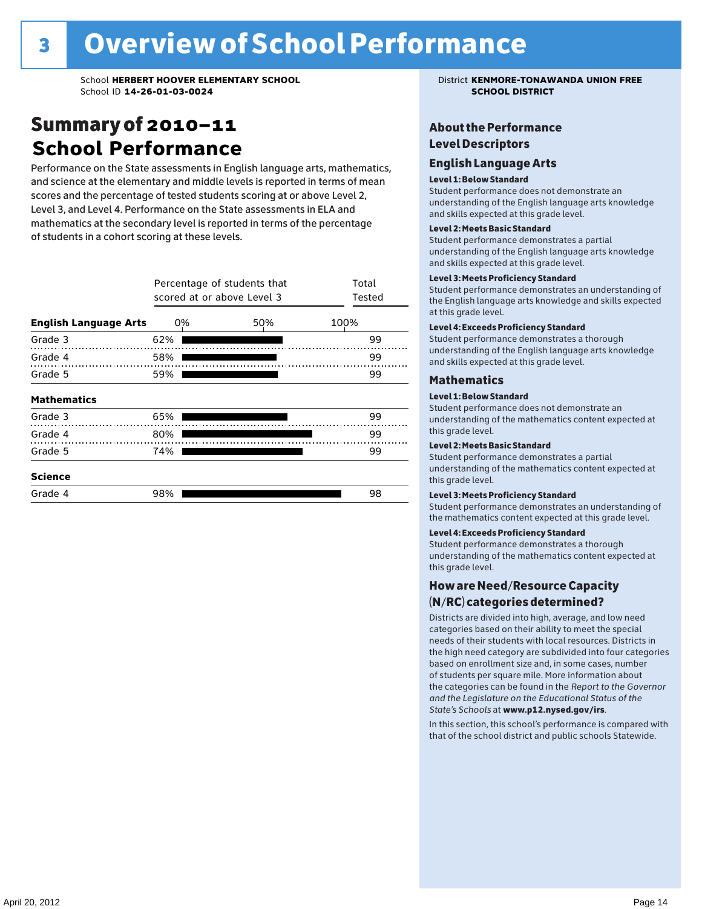# 3 Overview of School Performance

School **HERBERT HOOVER ELEMENTARY SCHOOL**
School ID **14-26-01-03-0024**

District **KENMORE-TONAWANDA UNION FREE SCHOOL DISTRICT**

## Summary of 2010–11 School Performance

Performance on the State assessments in English language arts, mathematics, and science at the elementary and middle levels is reported in terms of mean scores and the percentage of tested students scoring at or above Level 2, Level 3, and Level 4. Performance on the State assessments in ELA and mathematics at the secondary level is reported in terms of the percentage of students in a cohort scoring at these levels.

| | Percentage of students that scored at or above Level 3 | Total Tested |
|---|---|---|
| **English Language Arts** | | |
| Grade 3 | 62% | 99 |
| Grade 4 | 58% | 99 |
| Grade 5 | 59% | 99 |
| **Mathematics** | | |
| Grade 3 | 65% | 99 |
| Grade 4 | 80% | 99 |
| Grade 5 | 74% | 99 |
| **Science** | | |
| Grade 4 | 98% | 98 |

## About the Performance Level Descriptors

### English Language Arts

**Level 1: Below Standard**
Student performance does not demonstrate an understanding of the English language arts knowledge and skills expected at this grade level.

**Level 2: Meets Basic Standard**
Student performance demonstrates a partial understanding of the English language arts knowledge and skills expected at this grade level.

**Level 3: Meets Proficiency Standard**
Student performance demonstrates an understanding of the English language arts knowledge and skills expected at this grade level.

**Level 4: Exceeds Proficiency Standard**
Student performance demonstrates a thorough understanding of the English language arts knowledge and skills expected at this grade level.

### Mathematics

**Level 1: Below Standard**
Student performance does not demonstrate an understanding of the mathematics content expected at this grade level.

**Level 2: Meets Basic Standard**
Student performance demonstrates a partial understanding of the mathematics content expected at this grade level.

**Level 3: Meets Proficiency Standard**
Student performance demonstrates an understanding of the mathematics content expected at this grade level.

**Level 4: Exceeds Proficiency Standard**
Student performance demonstrates a thorough understanding of the mathematics content expected at this grade level.

## How are Need/Resource Capacity (N/RC) categories determined?

Districts are divided into high, average, and low need categories based on their ability to meet the special needs of their students with local resources. Districts in the high need category are subdivided into four categories based on enrollment size and, in some cases, number of students per square mile. More information about the categories can be found in the *Report to the Governor and the Legislature on the Educational Status of the State's Schools* at **www.p12.nysed.gov/irs**.

In this section, this school's performance is compared with that of the school district and public schools Statewide.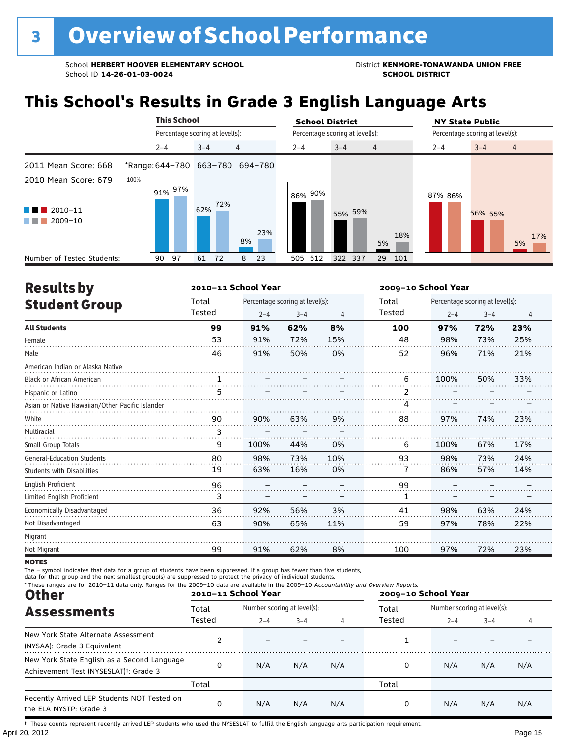# 3 Overview of School Performance

School **HERBERT HOOVER ELEMENTARY SCHOOL**
School ID **14-26-01-03-0024**

District **KENMORE-TONAWANDA UNION FREE SCHOOL DISTRICT**

## This School's Results in Grade 3 English Language Arts

2011 Mean Score: 668
2010 Mean Score: 679

\*Range: 644–780 (2–4), 663–780 (3–4), 694–780 (4)

| | This School 2–4 | | This School 3–4 | | This School 4 | | School District 2–4 | | School District 3–4 | | School District 4 | | NY State Public 2–4 | | NY State Public 3–4 | | NY State Public 4 | |
|---|---|---|---|---|---|---|---|---|---|---|---|---|---|---|---|---|---|---|
| | 2010–11 | 2009–10 | 2010–11 | 2009–10 | 2010–11 | 2009–10 | 2010–11 | 2009–10 | 2010–11 | 2009–10 | 2010–11 | 2009–10 | 2010–11 | 2009–10 | 2010–11 | 2009–10 | 2010–11 | 2009–10 |
| Percentage scoring at level(s) | 91% | 97% | 62% | 72% | 8% | 23% | 86% | 90% | 55% | 59% | 5% | 18% | 87% | 86% | 56% | 55% | 5% | 17% |
| Number of Tested Students | 90 | 97 | 61 | 72 | 8 | 23 | 505 | 512 | 322 | 337 | 29 | 101 | | | | | | |

## Results by Student Group

| | 2010–11 Total Tested | 2010–11 2–4 | 2010–11 3–4 | 2010–11 4 | 2009–10 Total Tested | 2009–10 2–4 | 2009–10 3–4 | 2009–10 4 |
|---|---|---|---|---|---|---|---|---|
| **All Students** | **99** | **91%** | **62%** | **8%** | **100** | **97%** | **72%** | **23%** |
| Female | 53 | 91% | 72% | 15% | 48 | 98% | 73% | 25% |
| Male | 46 | 91% | 50% | 0% | 52 | 96% | 71% | 21% |
| American Indian or Alaska Native | | | | | | | | |
| Black or African American | 1 | – | – | – | 6 | 100% | 50% | 33% |
| Hispanic or Latino | 5 | – | – | – | 2 | – | – | – |
| Asian or Native Hawaiian/Other Pacific Islander | | | | | 4 | – | – | – |
| White | 90 | 90% | 63% | 9% | 88 | 97% | 74% | 23% |
| Multiracial | 3 | – | – | – | | | | |
| Small Group Totals | 9 | 100% | 44% | 0% | 6 | 100% | 67% | 17% |
| General-Education Students | 80 | 98% | 73% | 10% | 93 | 98% | 73% | 24% |
| Students with Disabilities | 19 | 63% | 16% | 0% | 7 | 86% | 57% | 14% |
| English Proficient | 96 | – | – | – | 99 | – | – | – |
| Limited English Proficient | 3 | – | – | – | 1 | – | – | – |
| Economically Disadvantaged | 36 | 92% | 56% | 3% | 41 | 98% | 63% | 24% |
| Not Disadvantaged | 63 | 90% | 65% | 11% | 59 | 97% | 78% | 22% |
| Migrant | | | | | | | | |
| Not Migrant | 99 | 91% | 62% | 8% | 100 | 97% | 72% | 23% |

**NOTES**

The – symbol indicates that data for a group of students have been suppressed. If a group has fewer than five students, data for that group and the next smallest group(s) are suppressed to protect the privacy of individual students.

\* These ranges are for 2010–11 data only. Ranges for the 2009–10 data are available in the 2009–10 *Accountability and Overview Reports.*

## Other Assessments

| | 2010–11 Total Tested | 2010–11 2–4 | 2010–11 3–4 | 2010–11 4 | 2009–10 Total Tested | 2009–10 2–4 | 2009–10 3–4 | 2009–10 4 |
|---|---|---|---|---|---|---|---|---|
| New York State Alternate Assessment (NYSAA): Grade 3 Equivalent | 2 | – | – | – | 1 | – | – | – |
| New York State English as a Second Language Achievement Test (NYSESLAT)†: Grade 3 | 0 | N/A | N/A | N/A | 0 | N/A | N/A | N/A |
| | **Total** | | | | **Total** | | | |
| Recently Arrived LEP Students NOT Tested on the ELA NYSTP: Grade 3 | 0 | N/A | N/A | N/A | 0 | N/A | N/A | N/A |

† These counts represent recently arrived LEP students who used the NYSESLAT to fulfill the English language arts participation requirement.

April 20, 2012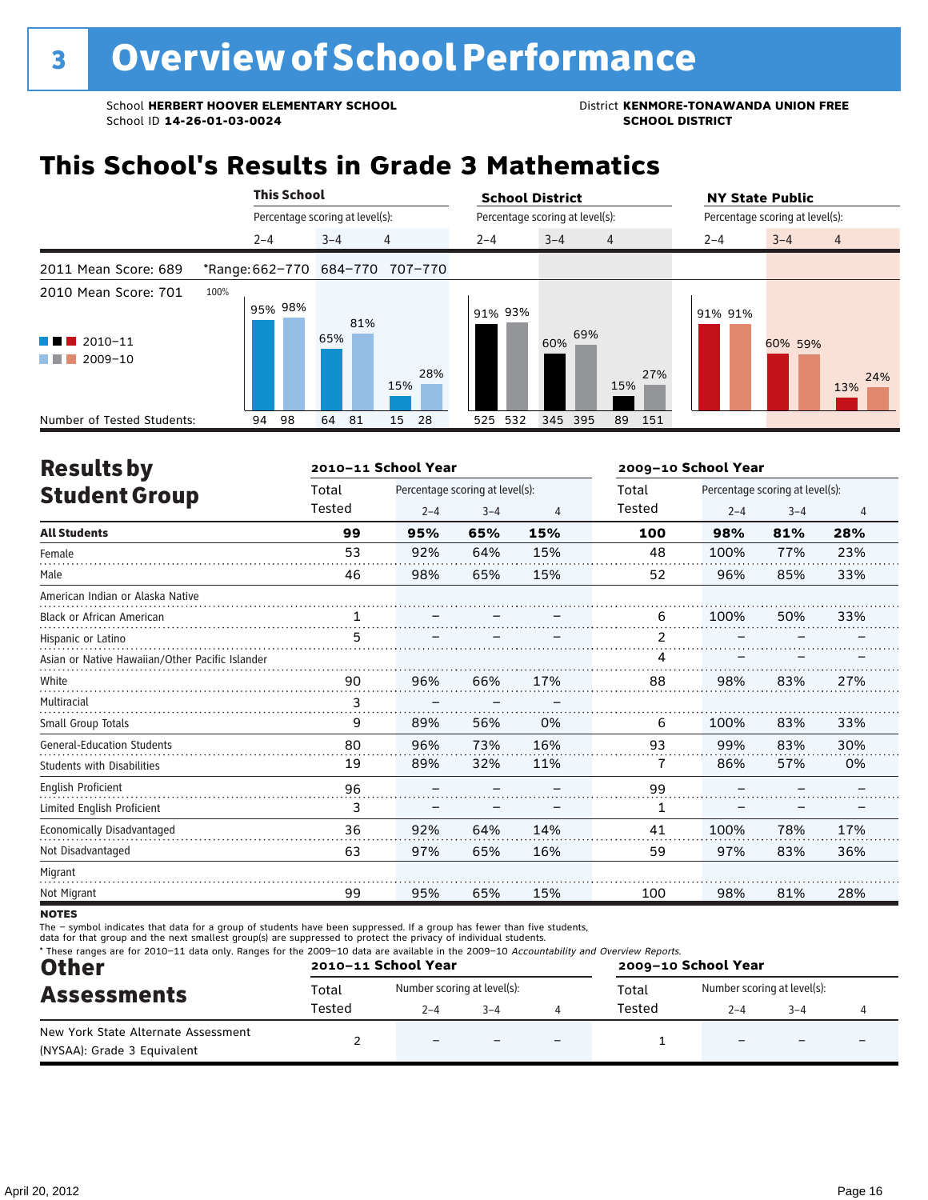# 3 Overview of School Performance

School **HERBERT HOOVER ELEMENTARY SCHOOL**
School ID **14-26-01-03-0024**

District **KENMORE-TONAWANDA UNION FREE SCHOOL DISTRICT**

## This School's Results in Grade 3 Mathematics

| | This School | | | School District | | | NY State Public | | |
|---|---|---|---|---|---|---|---|---|---|
| | Percentage scoring at level(s): | | | Percentage scoring at level(s): | | | Percentage scoring at level(s): | | |
| | 2–4 | 3–4 | 4 | 2–4 | 3–4 | 4 | 2–4 | 3–4 | 4 |
| 2011 Mean Score: 689 | *Range: 662–770 | 684–770 | 707–770 | | | | | | |
| 2010 Mean Score: 701 | | | | | | | | | |
| 2010–11 | 95% | 65% | 15% | 91% | 60% | 15% | 91% | 60% | 13% |
| 2009–10 | 98% | 81% | 28% | 93% | 69% | 27% | 91% | 59% | 24% |
| Number of Tested Students (2010–11) | 94 | 64 | 15 | 525 | 345 | 89 | | | |
| Number of Tested Students (2009–10) | 98 | 81 | 28 | 532 | 395 | 151 | | | |

## Results by Student Group

| | 2010–11 School Year | | | | 2009–10 School Year | | | |
|---|---|---|---|---|---|---|---|---|
| | Total Tested | Percentage scoring at level(s): | | | Total Tested | Percentage scoring at level(s): | | |
| | | 2–4 | 3–4 | 4 | | 2–4 | 3–4 | 4 |
| **All Students** | **99** | **95%** | **65%** | **15%** | **100** | **98%** | **81%** | **28%** |
| Female | 53 | 92% | 64% | 15% | 48 | 100% | 77% | 23% |
| Male | 46 | 98% | 65% | 15% | 52 | 96% | 85% | 33% |
| American Indian or Alaska Native | | | | | | | | |
| Black or African American | 1 | – | – | – | 6 | 100% | 50% | 33% |
| Hispanic or Latino | 5 | – | – | – | 2 | – | – | – |
| Asian or Native Hawaiian/Other Pacific Islander | | | | | 4 | – | – | – |
| White | 90 | 96% | 66% | 17% | 88 | 98% | 83% | 27% |
| Multiracial | 3 | – | – | – | | | | |
| Small Group Totals | 9 | 89% | 56% | 0% | 6 | 100% | 83% | 33% |
| General-Education Students | 80 | 96% | 73% | 16% | 93 | 99% | 83% | 30% |
| Students with Disabilities | 19 | 89% | 32% | 11% | 7 | 86% | 57% | 0% |
| English Proficient | 96 | – | – | – | 99 | – | – | – |
| Limited English Proficient | 3 | – | – | – | 1 | – | – | – |
| Economically Disadvantaged | 36 | 92% | 64% | 14% | 41 | 100% | 78% | 17% |
| Not Disadvantaged | 63 | 97% | 65% | 16% | 59 | 97% | 83% | 36% |
| Migrant | | | | | | | | |
| Not Migrant | 99 | 95% | 65% | 15% | 100 | 98% | 81% | 28% |

**NOTES**

The – symbol indicates that data for a group of students have been suppressed. If a group has fewer than five students, data for that group and the next smallest group(s) are suppressed to protect the privacy of individual students.

* These ranges are for 2010–11 data only. Ranges for the 2009–10 data are available in the 2009–10 *Accountability and Overview Reports*.

## Other Assessments

| | 2010–11 School Year | | | | 2009–10 School Year | | | |
|---|---|---|---|---|---|---|---|---|
| | Total Tested | Number scoring at level(s): | | | Total Tested | Number scoring at level(s): | | |
| | | 2–4 | 3–4 | 4 | | 2–4 | 3–4 | 4 |
| New York State Alternate Assessment (NYSAA): Grade 3 Equivalent | 2 | – | – | – | 1 | – | – | – |

April 20, 2012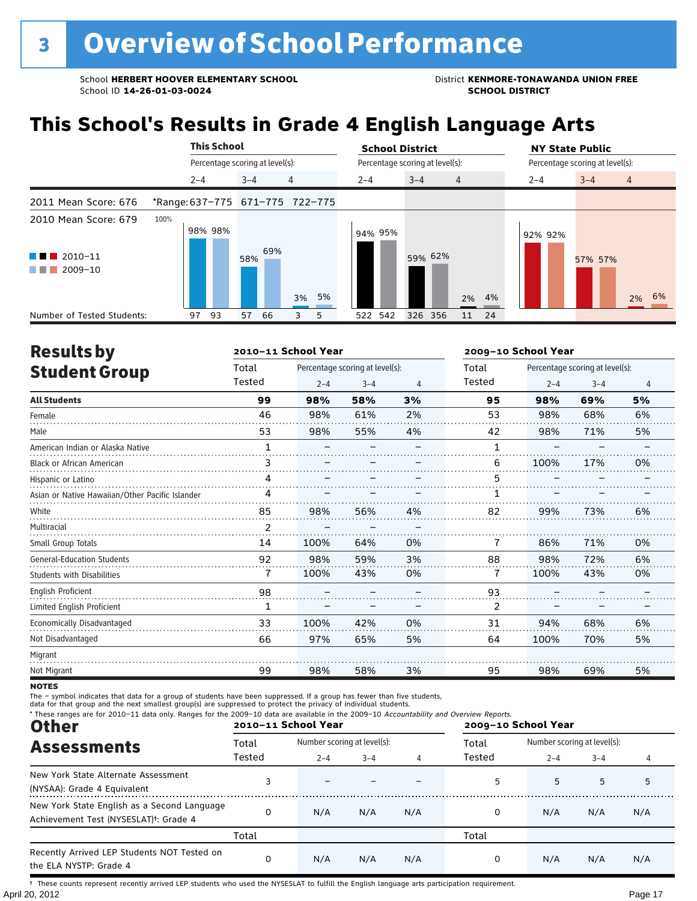# 3 Overview of School Performance

School **HERBERT HOOVER ELEMENTARY SCHOOL**
School ID **14-26-01-03-0024**

District **KENMORE-TONAWANDA UNION FREE SCHOOL DISTRICT**

## This School's Results in Grade 4 English Language Arts

2011 Mean Score: 676
2010 Mean Score: 679

*Range: 637–775 (2–4), 671–775 (3–4), 722–775 (4)

| | This School 2–4 | This School 3–4 | This School 4 | School District 2–4 | School District 3–4 | School District 4 | NY State Public 2–4 | NY State Public 3–4 | NY State Public 4 |
|---|---|---|---|---|---|---|---|---|---|
| 2010–11 | 98% | 58% | 3% | 94% | 59% | 2% | 92% | 57% | 2% |
| 2009–10 | 98% | 69% | 5% | 95% | 62% | 4% | 92% | 57% | 6% |
| Number of Tested Students (2010–11) | 97 | 57 | 3 | 522 | 326 | 11 | | | |
| Number of Tested Students (2009–10) | 93 | 66 | 5 | 542 | 356 | 24 | | | |

## Results by Student Group

| | 2010–11 Total Tested | 2010–11 2–4 | 2010–11 3–4 | 2010–11 4 | 2009–10 Total Tested | 2009–10 2–4 | 2009–10 3–4 | 2009–10 4 |
|---|---|---|---|---|---|---|---|---|
| **All Students** | **99** | **98%** | **58%** | **3%** | **95** | **98%** | **69%** | **5%** |
| Female | 46 | 98% | 61% | 2% | 53 | 98% | 68% | 6% |
| Male | 53 | 98% | 55% | 4% | 42 | 98% | 71% | 5% |
| American Indian or Alaska Native | 1 | – | – | – | 1 | – | – | – |
| Black or African American | 3 | – | – | – | 6 | 100% | 17% | 0% |
| Hispanic or Latino | 4 | – | – | – | 5 | – | – | – |
| Asian or Native Hawaiian/Other Pacific Islander | 4 | – | – | – | 1 | – | – | – |
| White | 85 | 98% | 56% | 4% | 82 | 99% | 73% | 6% |
| Multiracial | 2 | – | – | – | | | | |
| Small Group Totals | 14 | 100% | 64% | 0% | 7 | 86% | 71% | 0% |
| General-Education Students | 92 | 98% | 59% | 3% | 88 | 98% | 72% | 6% |
| Students with Disabilities | 7 | 100% | 43% | 0% | 7 | 100% | 43% | 0% |
| English Proficient | 98 | – | – | – | 93 | – | – | – |
| Limited English Proficient | 1 | – | – | – | 2 | – | – | – |
| Economically Disadvantaged | 33 | 100% | 42% | 0% | 31 | 94% | 68% | 6% |
| Not Disadvantaged | 66 | 97% | 65% | 5% | 64 | 100% | 70% | 5% |
| Migrant | | | | | | | | |
| Not Migrant | 99 | 98% | 58% | 3% | 95 | 98% | 69% | 5% |

**NOTES**

The – symbol indicates that data for a group of students have been suppressed. If a group has fewer than five students, data for that group and the next smallest group(s) are suppressed to protect the privacy of individual students.

\* These ranges are for 2010–11 data only. Ranges for the 2009–10 data are available in the 2009–10 *Accountability and Overview Reports.*

## Other Assessments

| | 2010–11 Total Tested | 2010–11 2–4 | 2010–11 3–4 | 2010–11 4 | 2009–10 Total Tested | 2009–10 2–4 | 2009–10 3–4 | 2009–10 4 |
|---|---|---|---|---|---|---|---|---|
| New York State Alternate Assessment (NYSAA): Grade 4 Equivalent | 3 | – | – | – | 5 | 5 | 5 | 5 |
| New York State English as a Second Language Achievement Test (NYSESLAT)†: Grade 4 | 0 | N/A | N/A | N/A | 0 | N/A | N/A | N/A |
| | **Total** | | | | **Total** | | | |
| Recently Arrived LEP Students NOT Tested on the ELA NYSTP: Grade 4 | 0 | N/A | N/A | N/A | 0 | N/A | N/A | N/A |

† These counts represent recently arrived LEP students who used the NYSESLAT to fulfill the English language arts participation requirement.

April 20, 2012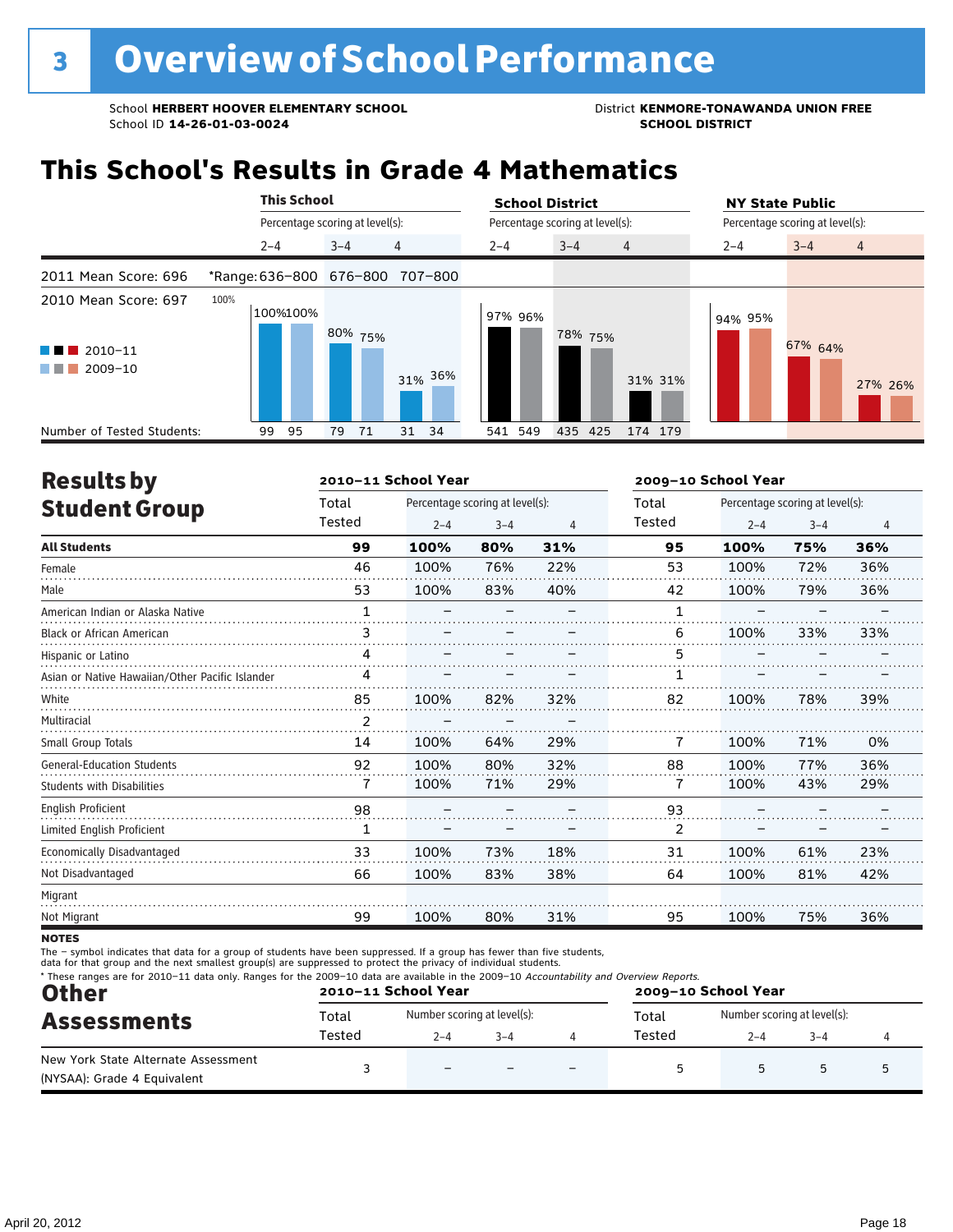# 3 Overview of School Performance

School **HERBERT HOOVER ELEMENTARY SCHOOL**
School ID **14-26-01-03-0024**

District **KENMORE-TONAWANDA UNION FREE SCHOOL DISTRICT**

## This School's Results in Grade 4 Mathematics

| | This School | | | School District | | | NY State Public | | |
|---|---|---|---|---|---|---|---|---|---|
| | Percentage scoring at level(s): | | | Percentage scoring at level(s): | | | Percentage scoring at level(s): | | |
| | 2–4 | 3–4 | 4 | 2–4 | 3–4 | 4 | 2–4 | 3–4 | 4 |
| 2011 Mean Score: 696 | *Range: 636–800 | 676–800 | 707–800 | | | | | | |
| 2010 Mean Score: 697 | | | | | | | | | |
| 2010–11 | 100% | 80% | 31% | 97% | 78% | 31% | 94% | 67% | 27% |
| 2009–10 | 100% | 75% | 36% | 96% | 75% | 31% | 95% | 64% | 26% |
| Number of Tested Students (2010–11) | 99 | 79 | 31 | 541 | 435 | 174 | | | |
| Number of Tested Students (2009–10) | 95 | 71 | 34 | 549 | 425 | 179 | | | |

## Results by Student Group

| | 2010–11 School Year | | | | 2009–10 School Year | | | |
|---|---|---|---|---|---|---|---|---|
| | Total Tested | Percentage scoring at level(s): 2–4 | 3–4 | 4 | Total Tested | Percentage scoring at level(s): 2–4 | 3–4 | 4 |
| **All Students** | **99** | **100%** | **80%** | **31%** | **95** | **100%** | **75%** | **36%** |
| Female | 46 | 100% | 76% | 22% | 53 | 100% | 72% | 36% |
| Male | 53 | 100% | 83% | 40% | 42 | 100% | 79% | 36% |
| American Indian or Alaska Native | 1 | – | – | – | 1 | – | – | – |
| Black or African American | 3 | – | – | – | 6 | 100% | 33% | 33% |
| Hispanic or Latino | 4 | – | – | – | 5 | – | – | – |
| Asian or Native Hawaiian/Other Pacific Islander | 4 | – | – | – | 1 | – | – | – |
| White | 85 | 100% | 82% | 32% | 82 | 100% | 78% | 39% |
| Multiracial | 2 | – | – | – | | | | |
| Small Group Totals | 14 | 100% | 64% | 29% | 7 | 100% | 71% | 0% |
| General-Education Students | 92 | 100% | 80% | 32% | 88 | 100% | 77% | 36% |
| Students with Disabilities | 7 | 100% | 71% | 29% | 7 | 100% | 43% | 29% |
| English Proficient | 98 | – | – | – | 93 | – | – | – |
| Limited English Proficient | 1 | – | – | – | 2 | – | – | – |
| Economically Disadvantaged | 33 | 100% | 73% | 18% | 31 | 100% | 61% | 23% |
| Not Disadvantaged | 66 | 100% | 83% | 38% | 64 | 100% | 81% | 42% |
| Migrant | | | | | | | | |
| Not Migrant | 99 | 100% | 80% | 31% | 95 | 100% | 75% | 36% |

**NOTES**

The – symbol indicates that data for a group of students have been suppressed. If a group has fewer than five students, data for that group and the next smallest group(s) are suppressed to protect the privacy of individual students.

\* These ranges are for 2010–11 data only. Ranges for the 2009–10 data are available in the 2009–10 *Accountability and Overview Reports.*

## Other Assessments

| | 2010–11 School Year | | | | 2009–10 School Year | | | |
|---|---|---|---|---|---|---|---|---|
| | Total Tested | Number scoring at level(s): 2–4 | 3–4 | 4 | Total Tested | Number scoring at level(s): 2–4 | 3–4 | 4 |
| New York State Alternate Assessment (NYSAA): Grade 4 Equivalent | 3 | – | – | – | 5 | 5 | 5 | 5 |

April 20, 2012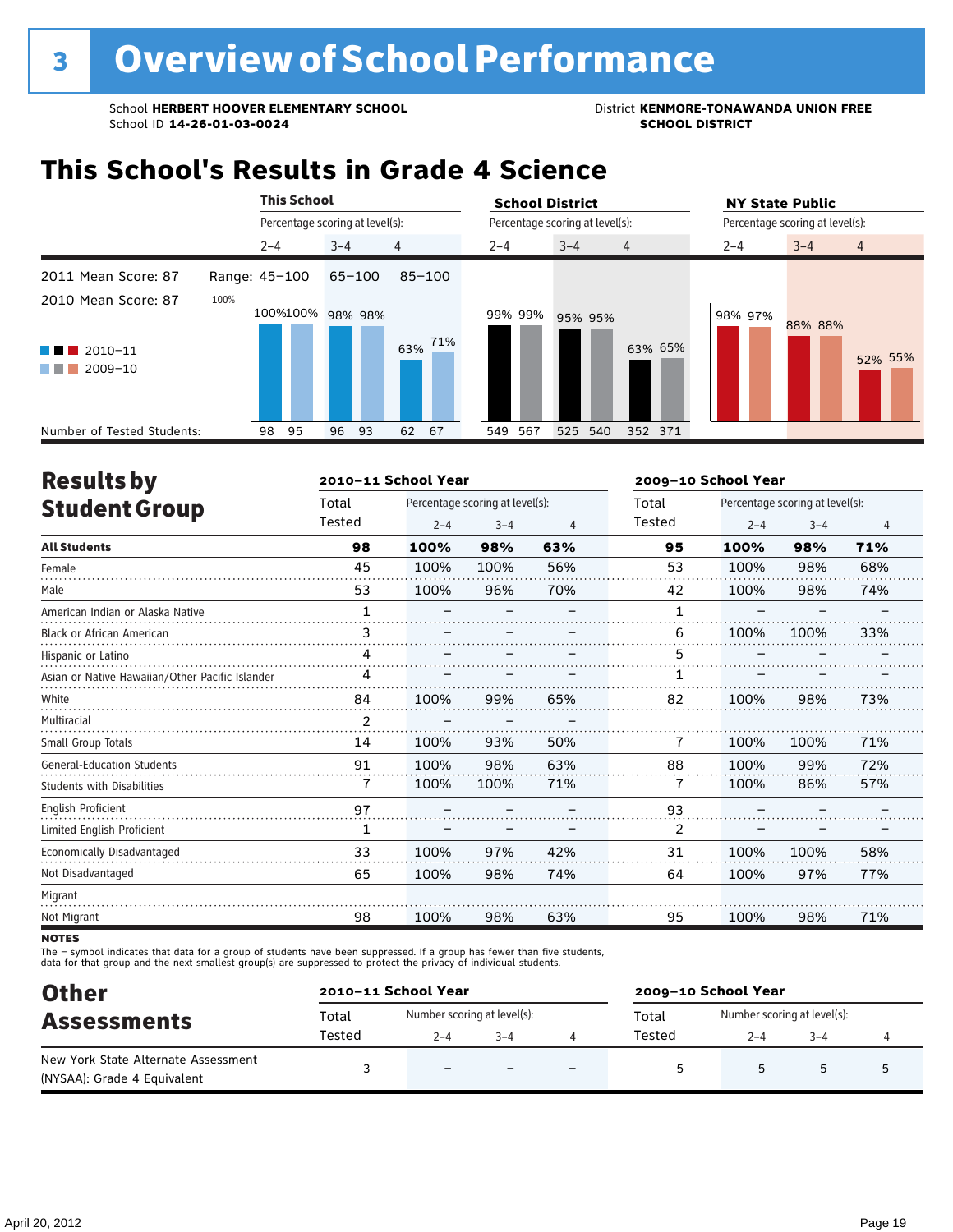# 3 Overview of School Performance

School **HERBERT HOOVER ELEMENTARY SCHOOL**
School ID **14-26-01-03-0024**

District **KENMORE-TONAWANDA UNION FREE SCHOOL DISTRICT**

## This School's Results in Grade 4 Science

2011 Mean Score: 87
2010 Mean Score: 87

| | This School 2–4 | This School 3–4 | This School 4 | School District 2–4 | School District 3–4 | School District 4 | NY State Public 2–4 | NY State Public 3–4 | NY State Public 4 |
|---|---|---|---|---|---|---|---|---|---|
| Range | 45–100 | 65–100 | 85–100 | | | | | | |
| 2010–11 | 100% | 98% | 63% | 99% | 95% | 63% | 98% | 88% | 52% |
| 2009–10 | 100% | 98% | 71% | 99% | 95% | 65% | 97% | 88% | 55% |
| Number of Tested Students 2010–11 | 98 | 96 | 62 | 549 | 525 | 352 | | | |
| Number of Tested Students 2009–10 | 95 | 93 | 67 | 567 | 540 | 371 | | | |

## Results by Student Group

| | 2010–11 Total Tested | 2010–11 2–4 | 2010–11 3–4 | 2010–11 4 | 2009–10 Total Tested | 2009–10 2–4 | 2009–10 3–4 | 2009–10 4 |
|---|---|---|---|---|---|---|---|---|
| **All Students** | **98** | **100%** | **98%** | **63%** | **95** | **100%** | **98%** | **71%** |
| Female | 45 | 100% | 100% | 56% | 53 | 100% | 98% | 68% |
| Male | 53 | 100% | 96% | 70% | 42 | 100% | 98% | 74% |
| American Indian or Alaska Native | 1 | – | – | – | 1 | – | – | – |
| Black or African American | 3 | – | – | – | 6 | 100% | 100% | 33% |
| Hispanic or Latino | 4 | – | – | – | 5 | – | – | – |
| Asian or Native Hawaiian/Other Pacific Islander | 4 | – | – | – | 1 | – | – | – |
| White | 84 | 100% | 99% | 65% | 82 | 100% | 98% | 73% |
| Multiracial | 2 | – | – | – | | | | |
| Small Group Totals | 14 | 100% | 93% | 50% | 7 | 100% | 100% | 71% |
| General-Education Students | 91 | 100% | 98% | 63% | 88 | 100% | 99% | 72% |
| Students with Disabilities | 7 | 100% | 100% | 71% | 7 | 100% | 86% | 57% |
| English Proficient | 97 | – | – | – | 93 | – | – | – |
| Limited English Proficient | 1 | – | – | – | 2 | – | – | – |
| Economically Disadvantaged | 33 | 100% | 97% | 42% | 31 | 100% | 100% | 58% |
| Not Disadvantaged | 65 | 100% | 98% | 74% | 64 | 100% | 97% | 77% |
| Migrant | | | | | | | | |
| Not Migrant | 98 | 100% | 98% | 63% | 95 | 100% | 98% | 71% |

**NOTES**
The – symbol indicates that data for a group of students have been suppressed. If a group has fewer than five students, data for that group and the next smallest group(s) are suppressed to protect the privacy of individual students.

## Other Assessments

| | 2010–11 Total Tested | 2010–11 2–4 | 2010–11 3–4 | 2010–11 4 | 2009–10 Total Tested | 2009–10 2–4 | 2009–10 3–4 | 2009–10 4 |
|---|---|---|---|---|---|---|---|---|
| New York State Alternate Assessment (NYSAA): Grade 4 Equivalent | 3 | – | – | – | 5 | 5 | 5 | 5 |

April 20, 2012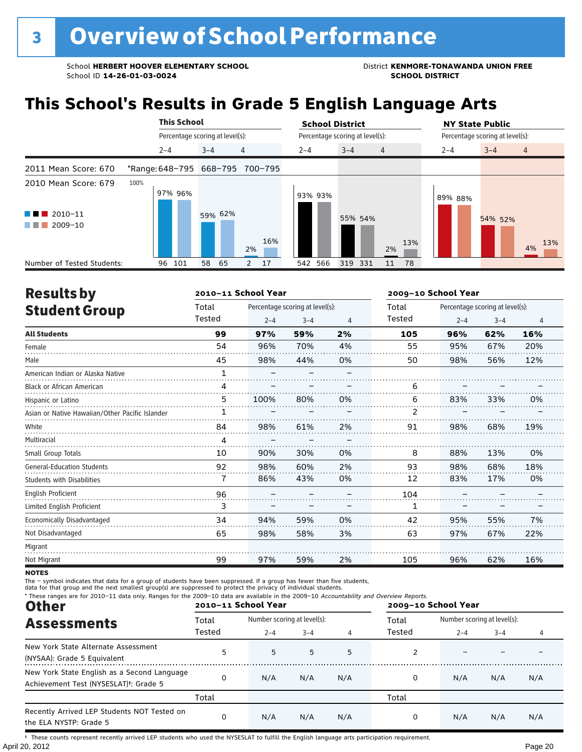# 3 Overview of School Performance

School **HERBERT HOOVER ELEMENTARY SCHOOL**
School ID **14-26-01-03-0024**

District **KENMORE-TONAWANDA UNION FREE SCHOOL DISTRICT**

## This School's Results in Grade 5 English Language Arts

| | This School | | | School District | | | NY State Public | | |
|---|---|---|---|---|---|---|---|---|---|
| Percentage scoring at level(s): | 2–4 | 3–4 | 4 | 2–4 | 3–4 | 4 | 2–4 | 3–4 | 4 |
| 2011 Mean Score: 670 (*Range) | 648–795 | 668–795 | 700–795 | | | | | | |
| 2010 Mean Score: 679 | | | | | | | | | |
| 2010–11 | 97% | 59% | 2% | 93% | 55% | 2% | 89% | 54% | 4% |
| 2009–10 | 96% | 62% | 16% | 93% | 54% | 13% | 88% | 52% | 13% |
| Number of Tested Students: 2010–11 | 96 | 58 | 2 | 542 | 319 | 11 | | | |
| Number of Tested Students: 2009–10 | 101 | 65 | 17 | 566 | 331 | 78 | | | |

## Results by Student Group

| | 2010–11 School Year | | | | 2009–10 School Year | | | |
|---|---|---|---|---|---|---|---|---|
| | Total Tested | Percentage scoring at level(s): 2–4 | 3–4 | 4 | Total Tested | Percentage scoring at level(s): 2–4 | 3–4 | 4 |
| **All Students** | **99** | **97%** | **59%** | **2%** | **105** | **96%** | **62%** | **16%** |
| Female | 54 | 96% | 70% | 4% | 55 | 95% | 67% | 20% |
| Male | 45 | 98% | 44% | 0% | 50 | 98% | 56% | 12% |
| American Indian or Alaska Native | 1 | – | – | – | | | | |
| Black or African American | 4 | – | – | – | 6 | – | – | – |
| Hispanic or Latino | 5 | 100% | 80% | 0% | 6 | 83% | 33% | 0% |
| Asian or Native Hawaiian/Other Pacific Islander | 1 | – | – | – | 2 | – | – | – |
| White | 84 | 98% | 61% | 2% | 91 | 98% | 68% | 19% |
| Multiracial | 4 | – | – | – | | | | |
| Small Group Totals | 10 | 90% | 30% | 0% | 8 | 88% | 13% | 0% |
| General-Education Students | 92 | 98% | 60% | 2% | 93 | 98% | 68% | 18% |
| Students with Disabilities | 7 | 86% | 43% | 0% | 12 | 83% | 17% | 0% |
| English Proficient | 96 | – | – | – | 104 | – | – | – |
| Limited English Proficient | 3 | – | – | – | 1 | – | – | – |
| Economically Disadvantaged | 34 | 94% | 59% | 0% | 42 | 95% | 55% | 7% |
| Not Disadvantaged | 65 | 98% | 58% | 3% | 63 | 97% | 67% | 22% |
| Migrant | | | | | | | | |
| Not Migrant | 99 | 97% | 59% | 2% | 105 | 96% | 62% | 16% |

**NOTES**

The – symbol indicates that data for a group of students have been suppressed. If a group has fewer than five students, data for that group and the next smallest group(s) are suppressed to protect the privacy of individual students.

\* These ranges are for 2010–11 data only. Ranges for the 2009–10 data are available in the 2009–10 *Accountability and Overview Reports.*

## Other Assessments

| | 2010–11 School Year | | | | 2009–10 School Year | | | |
|---|---|---|---|---|---|---|---|---|
| | Total Tested | Number scoring at level(s): 2–4 | 3–4 | 4 | Total Tested | Number scoring at level(s): 2–4 | 3–4 | 4 |
| New York State Alternate Assessment (NYSAA): Grade 5 Equivalent | 5 | 5 | 5 | 5 | 2 | – | – | – |
| New York State English as a Second Language Achievement Test (NYSESLAT)†: Grade 5 | 0 | N/A | N/A | N/A | 0 | N/A | N/A | N/A |
| | Total | | | | Total | | | |
| Recently Arrived LEP Students NOT Tested on the ELA NYSTP: Grade 5 | 0 | N/A | N/A | N/A | 0 | N/A | N/A | N/A |

† These counts represent recently arrived LEP students who used the NYSESLAT to fulfill the English language arts participation requirement.

April 20, 2012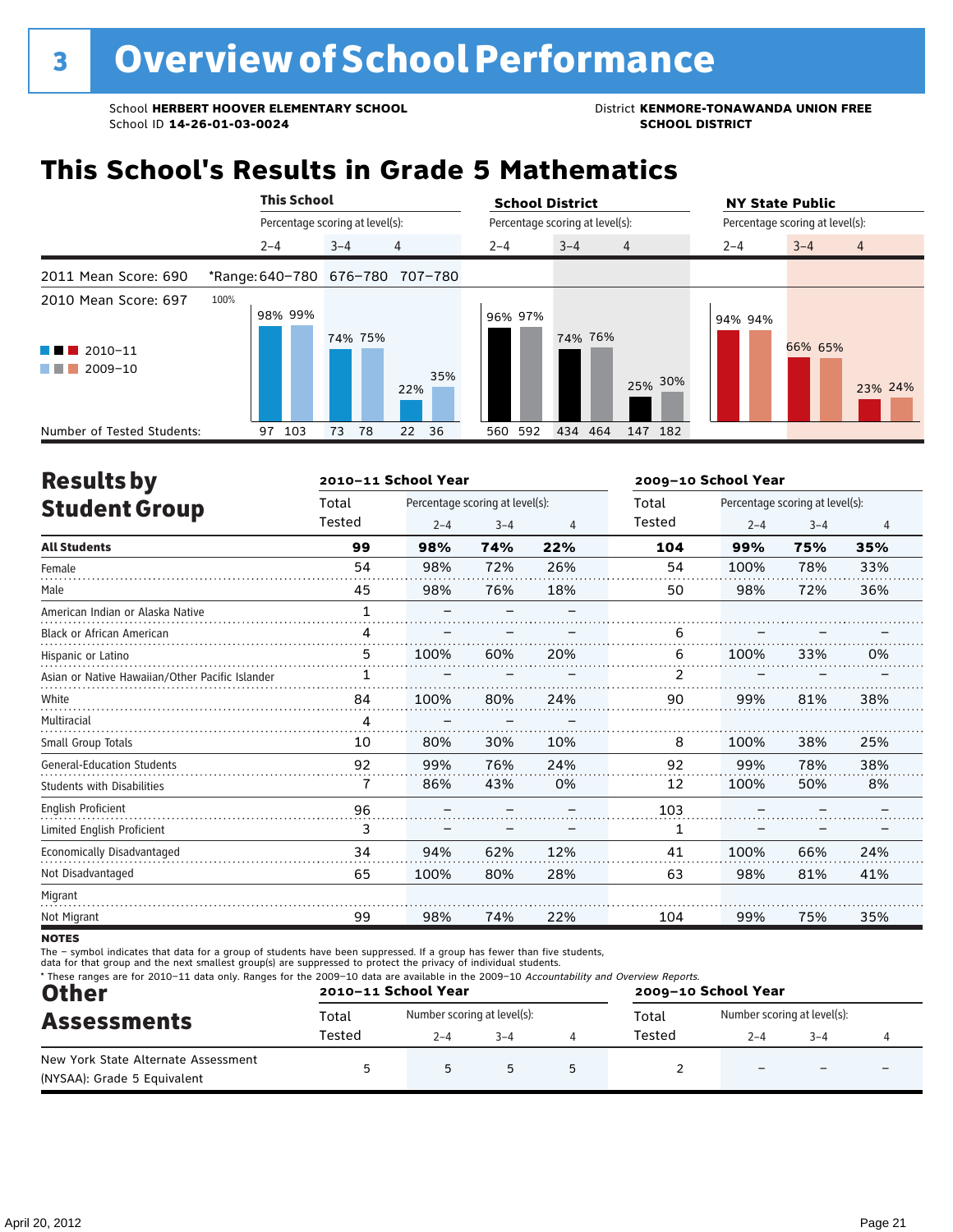## 3 Overview of School Performance

School **HERBERT HOOVER ELEMENTARY SCHOOL**
School ID **14-26-01-03-0024**

District **KENMORE-TONAWANDA UNION FREE SCHOOL DISTRICT**

# This School's Results in Grade 5 Mathematics

| | This School | | | School District | | | NY State Public | | |
|---|---|---|---|---|---|---|---|---|---|
| | Percentage scoring at level(s): | | | Percentage scoring at level(s): | | | Percentage scoring at level(s): | | |
| | 2–4 | 3–4 | 4 | 2–4 | 3–4 | 4 | 2–4 | 3–4 | 4 |
| 2011 Mean Score: 690 | *Range: 640–780 | 676–780 | 707–780 | | | | | | |
| 2010 Mean Score: 697 | | | | | | | | | |
| 2010–11 | 98% | 74% | 22% | 96% | 74% | 25% | 94% | 66% | 23% |
| 2009–10 | 99% | 75% | 35% | 97% | 76% | 30% | 94% | 65% | 24% |
| Number of Tested Students (2010–11) | 97 | 73 | 22 | 560 | 434 | 147 | | | |
| Number of Tested Students (2009–10) | 103 | 78 | 36 | 592 | 464 | 182 | | | |

## Results by Student Group

| | 2010–11 School Year | | | | 2009–10 School Year | | | |
|---|---|---|---|---|---|---|---|---|
| | Total Tested | Percentage scoring at level(s): 2–4 | 3–4 | 4 | Total Tested | Percentage scoring at level(s): 2–4 | 3–4 | 4 |
| **All Students** | **99** | **98%** | **74%** | **22%** | **104** | **99%** | **75%** | **35%** |
| Female | 54 | 98% | 72% | 26% | 54 | 100% | 78% | 33% |
| Male | 45 | 98% | 76% | 18% | 50 | 98% | 72% | 36% |
| American Indian or Alaska Native | 1 | – | – | – | | | | |
| Black or African American | 4 | – | – | – | 6 | – | – | – |
| Hispanic or Latino | 5 | 100% | 60% | 20% | 6 | 100% | 33% | 0% |
| Asian or Native Hawaiian/Other Pacific Islander | 1 | – | – | – | 2 | – | – | – |
| White | 84 | 100% | 80% | 24% | 90 | 99% | 81% | 38% |
| Multiracial | 4 | – | – | – | | | | |
| Small Group Totals | 10 | 80% | 30% | 10% | 8 | 100% | 38% | 25% |
| General-Education Students | 92 | 99% | 76% | 24% | 92 | 99% | 78% | 38% |
| Students with Disabilities | 7 | 86% | 43% | 0% | 12 | 100% | 50% | 8% |
| English Proficient | 96 | – | – | – | 103 | – | – | – |
| Limited English Proficient | 3 | – | – | – | 1 | – | – | – |
| Economically Disadvantaged | 34 | 94% | 62% | 12% | 41 | 100% | 66% | 24% |
| Not Disadvantaged | 65 | 100% | 80% | 28% | 63 | 98% | 81% | 41% |
| Migrant | | | | | | | | |
| Not Migrant | 99 | 98% | 74% | 22% | 104 | 99% | 75% | 35% |

**NOTES**

The – symbol indicates that data for a group of students have been suppressed. If a group has fewer than five students, data for that group and the next smallest group(s) are suppressed to protect the privacy of individual students.

\* These ranges are for 2010–11 data only. Ranges for the 2009–10 data are available in the 2009–10 *Accountability and Overview Reports.*

## Other Assessments

| | 2010–11 School Year | | | | 2009–10 School Year | | | |
|---|---|---|---|---|---|---|---|---|
| | Total Tested | Number scoring at level(s): 2–4 | 3–4 | 4 | Total Tested | Number scoring at level(s): 2–4 | 3–4 | 4 |
| New York State Alternate Assessment (NYSAA): Grade 5 Equivalent | 5 | 5 | 5 | 5 | 2 | – | – | – |

April 20, 2012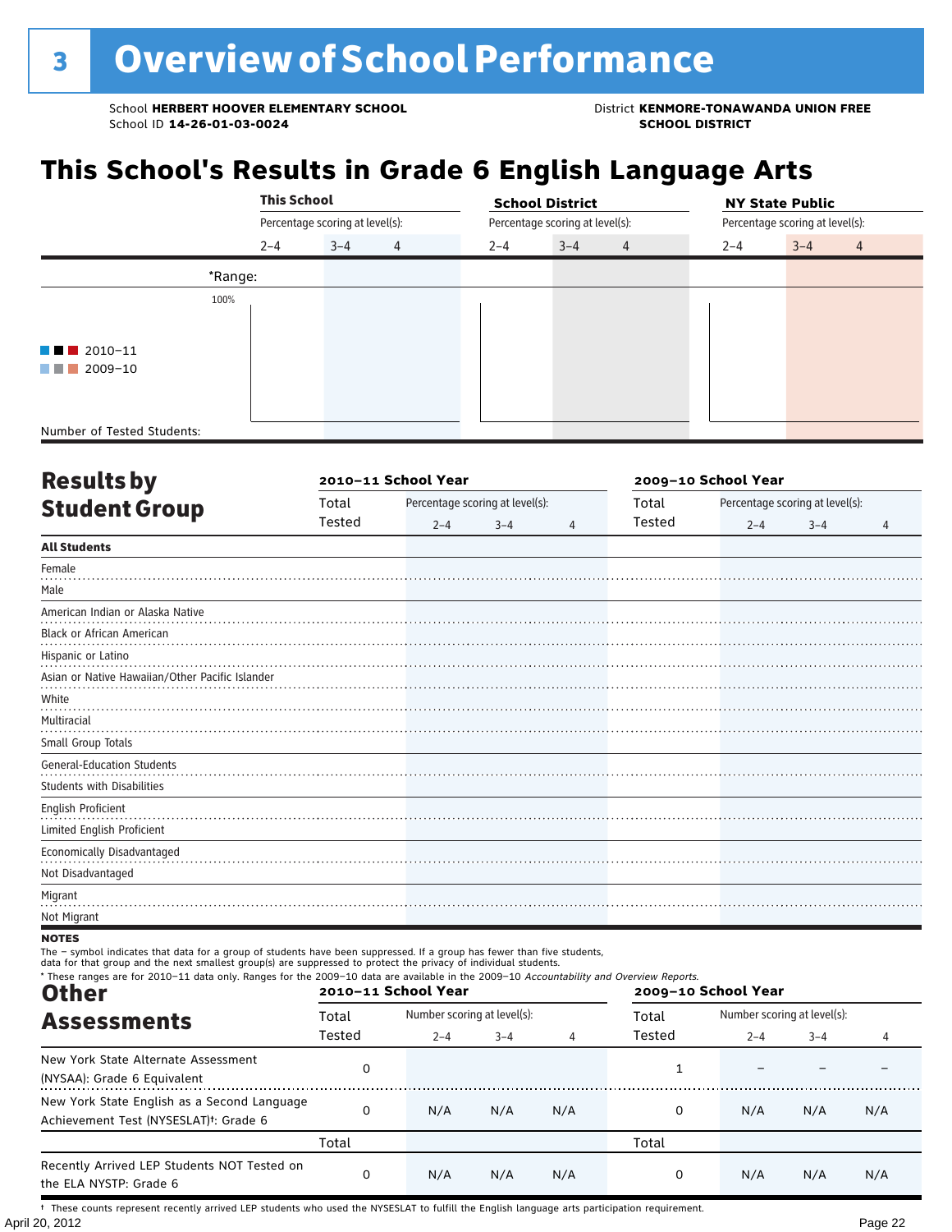# 3 Overview of School Performance

School **HERBERT HOOVER ELEMENTARY SCHOOL**
School ID **14-26-01-03-0024**

District **KENMORE-TONAWANDA UNION FREE SCHOOL DISTRICT**

## This School's Results in Grade 6 English Language Arts

| | This School | | | School District | | | NY State Public | | |
|---|---|---|---|---|---|---|---|---|---|
| | Percentage scoring at level(s): | | | Percentage scoring at level(s): | | | Percentage scoring at level(s): | | |
| | 2–4 | 3–4 | 4 | 2–4 | 3–4 | 4 | 2–4 | 3–4 | 4 |
| *Range: | | | | | | | | | |
| Number of Tested Students: | | | | | | | | | |

2010–11 / 2009–10

## Results by Student Group

| | 2010–11 School Year | | | | 2009–10 School Year | | | |
|---|---|---|---|---|---|---|---|---|
| | Total Tested | Percentage scoring at level(s): 2–4 | 3–4 | 4 | Total Tested | Percentage scoring at level(s): 2–4 | 3–4 | 4 |
| **All Students** | | | | | | | | |
| Female | | | | | | | | |
| Male | | | | | | | | |
| American Indian or Alaska Native | | | | | | | | |
| Black or African American | | | | | | | | |
| Hispanic or Latino | | | | | | | | |
| Asian or Native Hawaiian/Other Pacific Islander | | | | | | | | |
| White | | | | | | | | |
| Multiracial | | | | | | | | |
| Small Group Totals | | | | | | | | |
| General-Education Students | | | | | | | | |
| Students with Disabilities | | | | | | | | |
| English Proficient | | | | | | | | |
| Limited English Proficient | | | | | | | | |
| Economically Disadvantaged | | | | | | | | |
| Not Disadvantaged | | | | | | | | |
| Migrant | | | | | | | | |
| Not Migrant | | | | | | | | |

**NOTES**

The – symbol indicates that data for a group of students have been suppressed. If a group has fewer than five students, data for that group and the next smallest group(s) are suppressed to protect the privacy of individual students.

\* These ranges are for 2010–11 data only. Ranges for the 2009–10 data are available in the 2009–10 *Accountability and Overview Reports*.

## Other Assessments

| | 2010–11 School Year | | | | 2009–10 School Year | | | |
|---|---|---|---|---|---|---|---|---|
| | Total Tested | Number scoring at level(s): 2–4 | 3–4 | 4 | Total Tested | Number scoring at level(s): 2–4 | 3–4 | 4 |
| New York State Alternate Assessment (NYSAA): Grade 6 Equivalent | 0 | | | | 1 | – | – | – |
| New York State English as a Second Language Achievement Test (NYSESLAT)†: Grade 6 | 0 | N/A | N/A | N/A | 0 | N/A | N/A | N/A |
| | Total | | | | Total | | | |
| Recently Arrived LEP Students NOT Tested on the ELA NYSTP: Grade 6 | 0 | N/A | N/A | N/A | 0 | N/A | N/A | N/A |

† These counts represent recently arrived LEP students who used the NYSESLAT to fulfill the English language arts participation requirement.

April 20, 2012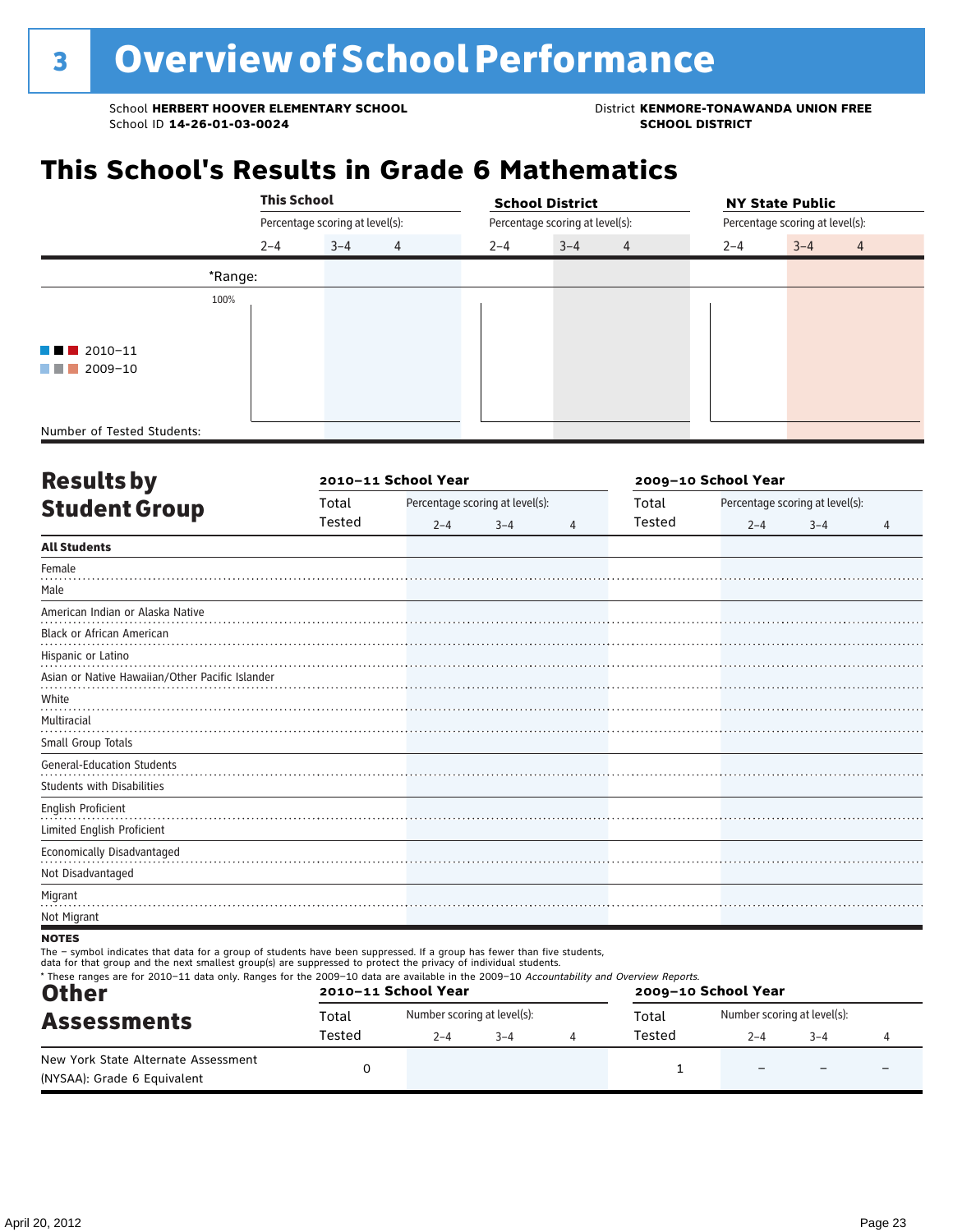# 3 Overview of School Performance

School **HERBERT HOOVER ELEMENTARY SCHOOL**
School ID **14-26-01-03-0024**

District **KENMORE-TONAWANDA UNION FREE SCHOOL DISTRICT**

## This School's Results in Grade 6 Mathematics

This School — Percentage scoring at level(s): 2–4, 3–4, 4

School District — Percentage scoring at level(s): 2–4, 3–4, 4

NY State Public — Percentage scoring at level(s): 2–4, 3–4, 4

*Range:

100%

2010–11
2009–10

Number of Tested Students:

## Results by Student Group

| | 2010–11 School Year | | | | 2009–10 School Year | | | |
|---|---|---|---|---|---|---|---|---|
| | Total Tested | Percentage scoring at level(s): 2–4 | 3–4 | 4 | Total Tested | Percentage scoring at level(s): 2–4 | 3–4 | 4 |
| **All Students** | | | | | | | | |
| Female | | | | | | | | |
| Male | | | | | | | | |
| American Indian or Alaska Native | | | | | | | | |
| Black or African American | | | | | | | | |
| Hispanic or Latino | | | | | | | | |
| Asian or Native Hawaiian/Other Pacific Islander | | | | | | | | |
| White | | | | | | | | |
| Multiracial | | | | | | | | |
| Small Group Totals | | | | | | | | |
| General-Education Students | | | | | | | | |
| Students with Disabilities | | | | | | | | |
| English Proficient | | | | | | | | |
| Limited English Proficient | | | | | | | | |
| Economically Disadvantaged | | | | | | | | |
| Not Disadvantaged | | | | | | | | |
| Migrant | | | | | | | | |
| Not Migrant | | | | | | | | |

**NOTES**

The – symbol indicates that data for a group of students have been suppressed. If a group has fewer than five students, data for that group and the next smallest group(s) are suppressed to protect the privacy of individual students.

\* These ranges are for 2010–11 data only. Ranges for the 2009–10 data are available in the 2009–10 *Accountability and Overview Reports*.

## Other Assessments

| | 2010–11 School Year | | | | 2009–10 School Year | | | |
|---|---|---|---|---|---|---|---|---|
| | Total Tested | Number scoring at level(s): 2–4 | 3–4 | 4 | Total Tested | Number scoring at level(s): 2–4 | 3–4 | 4 |
| New York State Alternate Assessment (NYSAA): Grade 6 Equivalent | 0 | | | | 1 | – | – | – |

April 20, 2012